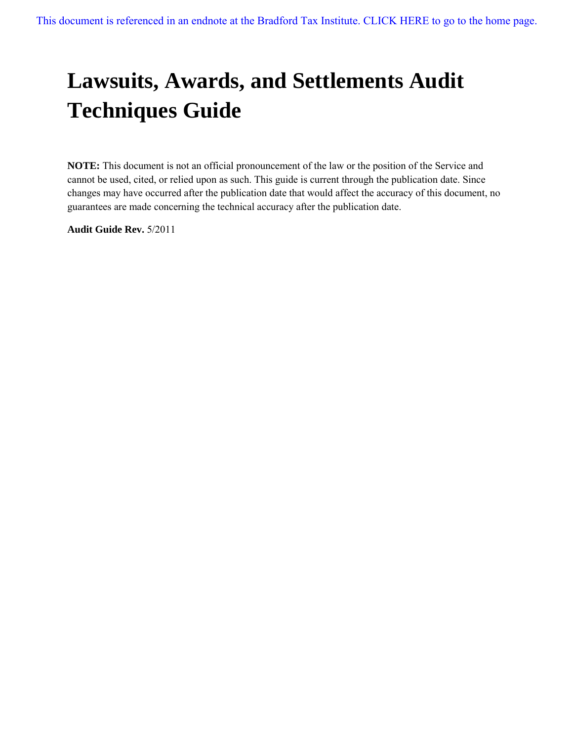This document is referenced in an endnote at the Bradford Tax Institute. CLICK HERE to go to the home page.

# Lawsuits, Awards, and Settlements Audit Techniques Guide

**NOTE:** This document is not an official pronouncement of the law or the position of the Service and cannot be used, cited, or relied upon as such. This guide is current through the publication date. Since changes may have occurred after the publication date that would affect the accuracy of this document, no guarantees are made concerning the technical accuracy after the publication date.

**Audit Guide Rev.** 5/2011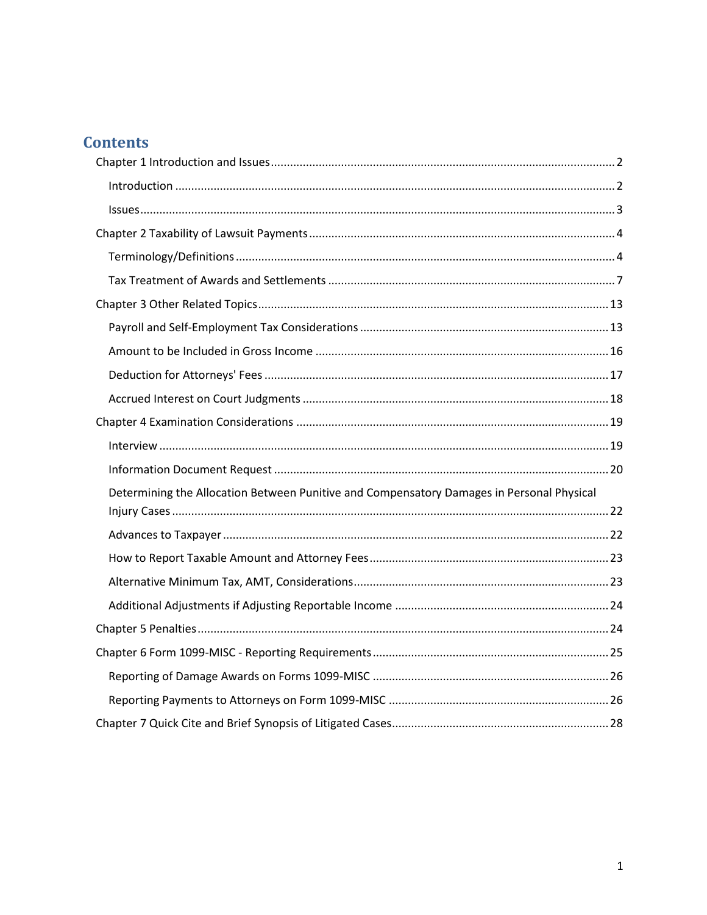# Contents

- Chapter 1 Introduction and Issues ... 2
  - Introduction ... 2
  - Issues ... 3
- Chapter 2 Taxability of Lawsuit Payments ... 4
  - Terminology/Definitions ... 4
  - Tax Treatment of Awards and Settlements ... 7
- Chapter 3 Other Related Topics ... 13
  - Payroll and Self-Employment Tax Considerations ... 13
  - Amount to be Included in Gross Income ... 16
  - Deduction for Attorneys' Fees ... 17
  - Accrued Interest on Court Judgments ... 18
- Chapter 4 Examination Considerations ... 19
  - Interview ... 19
  - Information Document Request ... 20
  - Determining the Allocation Between Punitive and Compensatory Damages in Personal Physical Injury Cases ... 22
  - Advances to Taxpayer ... 22
  - How to Report Taxable Amount and Attorney Fees ... 23
  - Alternative Minimum Tax, AMT, Considerations ... 23
  - Additional Adjustments if Adjusting Reportable Income ... 24
- Chapter 5 Penalties ... 24
- Chapter 6 Form 1099-MISC - Reporting Requirements ... 25
  - Reporting of Damage Awards on Forms 1099-MISC ... 26
  - Reporting Payments to Attorneys on Form 1099-MISC ... 26
- Chapter 7 Quick Cite and Brief Synopsis of Litigated Cases ... 28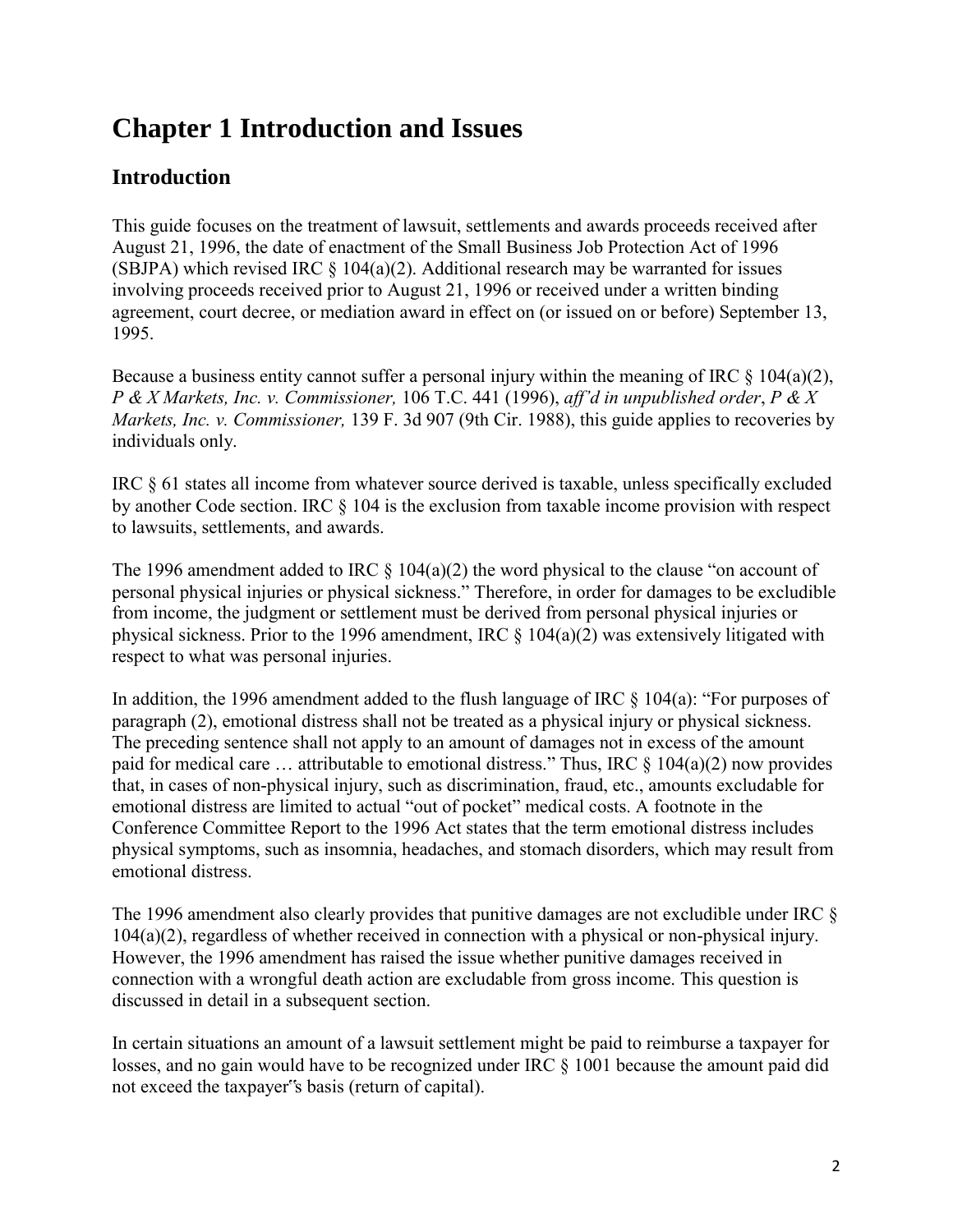# Chapter 1 Introduction and Issues

## Introduction

This guide focuses on the treatment of lawsuit, settlements and awards proceeds received after August 21, 1996, the date of enactment of the Small Business Job Protection Act of 1996 (SBJPA) which revised IRC § 104(a)(2). Additional research may be warranted for issues involving proceeds received prior to August 21, 1996 or received under a written binding agreement, court decree, or mediation award in effect on (or issued on or before) September 13, 1995.

Because a business entity cannot suffer a personal injury within the meaning of IRC § 104(a)(2), *P & X Markets, Inc. v. Commissioner,* 106 T.C. 441 (1996), *aff'd in unpublished order*, *P & X Markets, Inc. v. Commissioner,* 139 F. 3d 907 (9th Cir. 1988), this guide applies to recoveries by individuals only.

IRC § 61 states all income from whatever source derived is taxable, unless specifically excluded by another Code section. IRC § 104 is the exclusion from taxable income provision with respect to lawsuits, settlements, and awards.

The 1996 amendment added to IRC § 104(a)(2) the word physical to the clause "on account of personal physical injuries or physical sickness." Therefore, in order for damages to be excludible from income, the judgment or settlement must be derived from personal physical injuries or physical sickness. Prior to the 1996 amendment, IRC § 104(a)(2) was extensively litigated with respect to what was personal injuries.

In addition, the 1996 amendment added to the flush language of IRC § 104(a): "For purposes of paragraph (2), emotional distress shall not be treated as a physical injury or physical sickness. The preceding sentence shall not apply to an amount of damages not in excess of the amount paid for medical care … attributable to emotional distress." Thus, IRC § 104(a)(2) now provides that, in cases of non-physical injury, such as discrimination, fraud, etc., amounts excludable for emotional distress are limited to actual "out of pocket" medical costs. A footnote in the Conference Committee Report to the 1996 Act states that the term emotional distress includes physical symptoms, such as insomnia, headaches, and stomach disorders, which may result from emotional distress.

The 1996 amendment also clearly provides that punitive damages are not excludible under IRC § 104(a)(2), regardless of whether received in connection with a physical or non-physical injury. However, the 1996 amendment has raised the issue whether punitive damages received in connection with a wrongful death action are excludable from gross income. This question is discussed in detail in a subsequent section.

In certain situations an amount of a lawsuit settlement might be paid to reimburse a taxpayer for losses, and no gain would have to be recognized under IRC § 1001 because the amount paid did not exceed the taxpayer's basis (return of capital).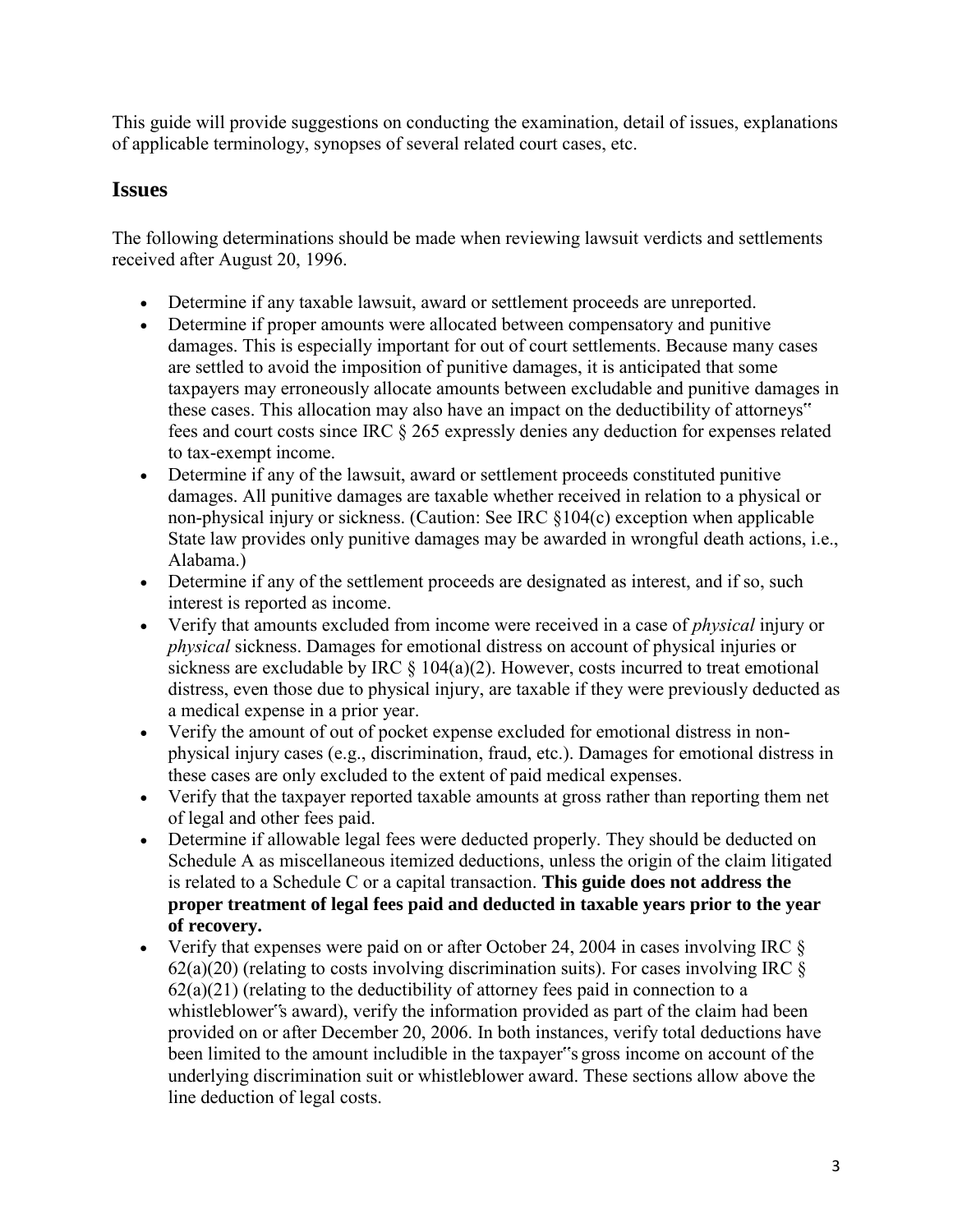This guide will provide suggestions on conducting the examination, detail of issues, explanations of applicable terminology, synopses of several related court cases, etc.

## Issues

The following determinations should be made when reviewing lawsuit verdicts and settlements received after August 20, 1996.

- Determine if any taxable lawsuit, award or settlement proceeds are unreported.
- Determine if proper amounts were allocated between compensatory and punitive damages. This is especially important for out of court settlements. Because many cases are settled to avoid the imposition of punitive damages, it is anticipated that some taxpayers may erroneously allocate amounts between excludable and punitive damages in these cases. This allocation may also have an impact on the deductibility of attorneys" fees and court costs since IRC § 265 expressly denies any deduction for expenses related to tax-exempt income.
- Determine if any of the lawsuit, award or settlement proceeds constituted punitive damages. All punitive damages are taxable whether received in relation to a physical or non-physical injury or sickness. (Caution: See IRC §104(c) exception when applicable State law provides only punitive damages may be awarded in wrongful death actions, i.e., Alabama.)
- Determine if any of the settlement proceeds are designated as interest, and if so, such interest is reported as income.
- Verify that amounts excluded from income were received in a case of *physical* injury or *physical* sickness. Damages for emotional distress on account of physical injuries or sickness are excludable by IRC § 104(a)(2). However, costs incurred to treat emotional distress, even those due to physical injury, are taxable if they were previously deducted as a medical expense in a prior year.
- Verify the amount of out of pocket expense excluded for emotional distress in non-physical injury cases (e.g., discrimination, fraud, etc.). Damages for emotional distress in these cases are only excluded to the extent of paid medical expenses.
- Verify that the taxpayer reported taxable amounts at gross rather than reporting them net of legal and other fees paid.
- Determine if allowable legal fees were deducted properly. They should be deducted on Schedule A as miscellaneous itemized deductions, unless the origin of the claim litigated is related to a Schedule C or a capital transaction. **This guide does not address the proper treatment of legal fees paid and deducted in taxable years prior to the year of recovery.**
- Verify that expenses were paid on or after October 24, 2004 in cases involving IRC § 62(a)(20) (relating to costs involving discrimination suits). For cases involving IRC § 62(a)(21) (relating to the deductibility of attorney fees paid in connection to a whistleblower"s award), verify the information provided as part of the claim had been provided on or after December 20, 2006. In both instances, verify total deductions have been limited to the amount includible in the taxpayer"s gross income on account of the underlying discrimination suit or whistleblower award. These sections allow above the line deduction of legal costs.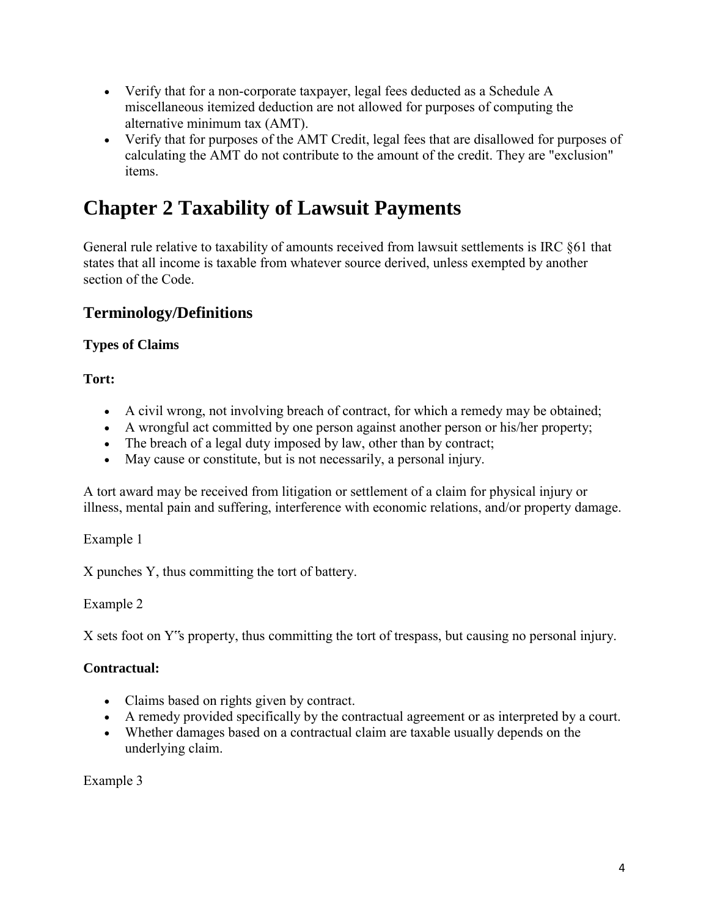- Verify that for a non-corporate taxpayer, legal fees deducted as a Schedule A miscellaneous itemized deduction are not allowed for purposes of computing the alternative minimum tax (AMT).
- Verify that for purposes of the AMT Credit, legal fees that are disallowed for purposes of calculating the AMT do not contribute to the amount of the credit. They are "exclusion" items.

# Chapter 2 Taxability of Lawsuit Payments

General rule relative to taxability of amounts received from lawsuit settlements is IRC §61 that states that all income is taxable from whatever source derived, unless exempted by another section of the Code.

## Terminology/Definitions

### Types of Claims

**Tort:**

- A civil wrong, not involving breach of contract, for which a remedy may be obtained;
- A wrongful act committed by one person against another person or his/her property;
- The breach of a legal duty imposed by law, other than by contract;
- May cause or constitute, but is not necessarily, a personal injury.

A tort award may be received from litigation or settlement of a claim for physical injury or illness, mental pain and suffering, interference with economic relations, and/or property damage.

Example 1

X punches Y, thus committing the tort of battery.

Example 2

X sets foot on Y‟s property, thus committing the tort of trespass, but causing no personal injury.

**Contractual:**

- Claims based on rights given by contract.
- A remedy provided specifically by the contractual agreement or as interpreted by a court.
- Whether damages based on a contractual claim are taxable usually depends on the underlying claim.

Example 3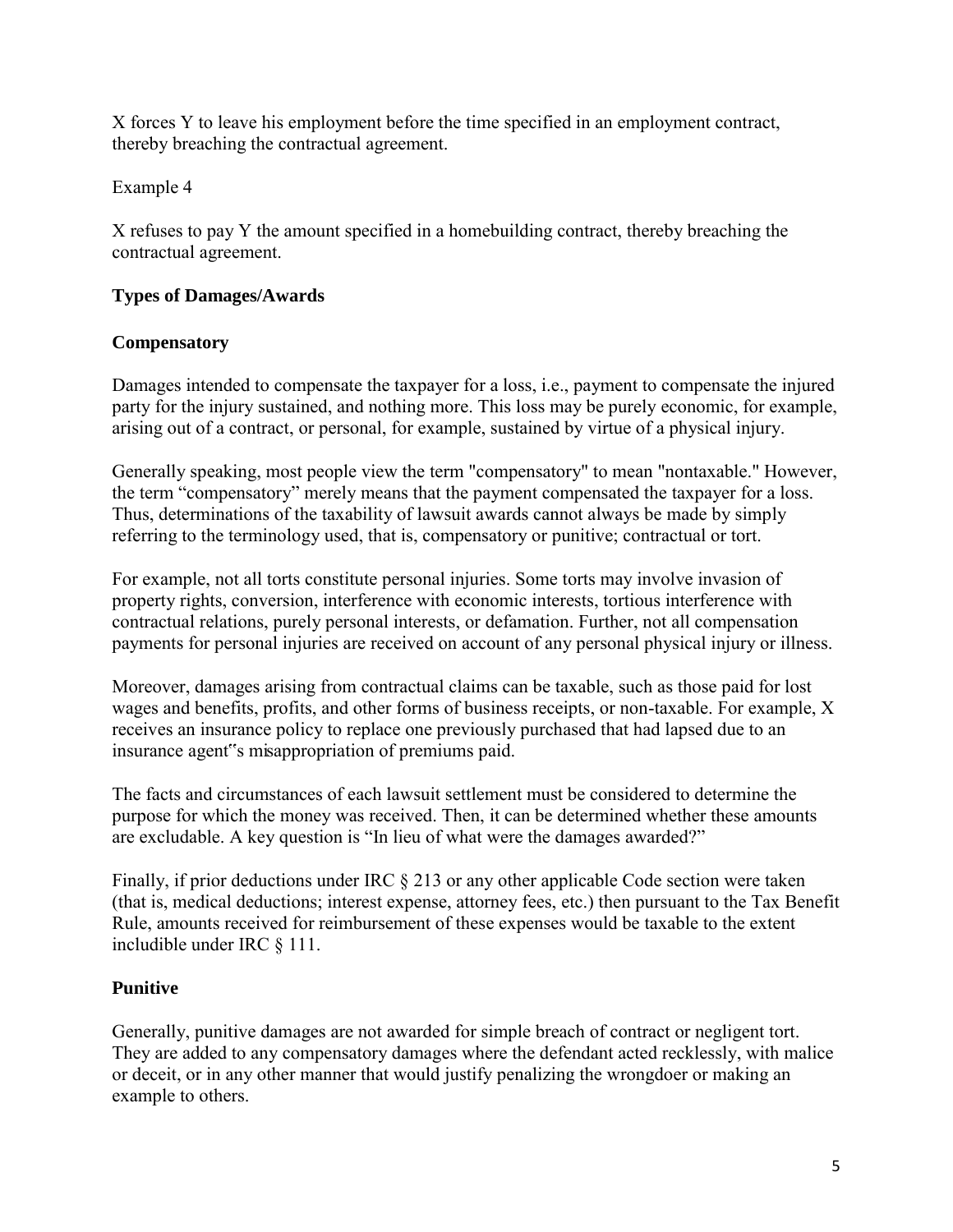X forces Y to leave his employment before the time specified in an employment contract, thereby breaching the contractual agreement.

Example 4

X refuses to pay Y the amount specified in a homebuilding contract, thereby breaching the contractual agreement.

**Types of Damages/Awards**

**Compensatory**

Damages intended to compensate the taxpayer for a loss, i.e., payment to compensate the injured party for the injury sustained, and nothing more. This loss may be purely economic, for example, arising out of a contract, or personal, for example, sustained by virtue of a physical injury.

Generally speaking, most people view the term "compensatory" to mean "nontaxable." However, the term "compensatory" merely means that the payment compensated the taxpayer for a loss. Thus, determinations of the taxability of lawsuit awards cannot always be made by simply referring to the terminology used, that is, compensatory or punitive; contractual or tort.

For example, not all torts constitute personal injuries. Some torts may involve invasion of property rights, conversion, interference with economic interests, tortious interference with contractual relations, purely personal interests, or defamation. Further, not all compensation payments for personal injuries are received on account of any personal physical injury or illness.

Moreover, damages arising from contractual claims can be taxable, such as those paid for lost wages and benefits, profits, and other forms of business receipts, or non-taxable. For example, X receives an insurance policy to replace one previously purchased that had lapsed due to an insurance agent"s misappropriation of premiums paid.

The facts and circumstances of each lawsuit settlement must be considered to determine the purpose for which the money was received. Then, it can be determined whether these amounts are excludable. A key question is "In lieu of what were the damages awarded?"

Finally, if prior deductions under IRC § 213 or any other applicable Code section were taken (that is, medical deductions; interest expense, attorney fees, etc.) then pursuant to the Tax Benefit Rule, amounts received for reimbursement of these expenses would be taxable to the extent includible under IRC § 111.

**Punitive**

Generally, punitive damages are not awarded for simple breach of contract or negligent tort. They are added to any compensatory damages where the defendant acted recklessly, with malice or deceit, or in any other manner that would justify penalizing the wrongdoer or making an example to others.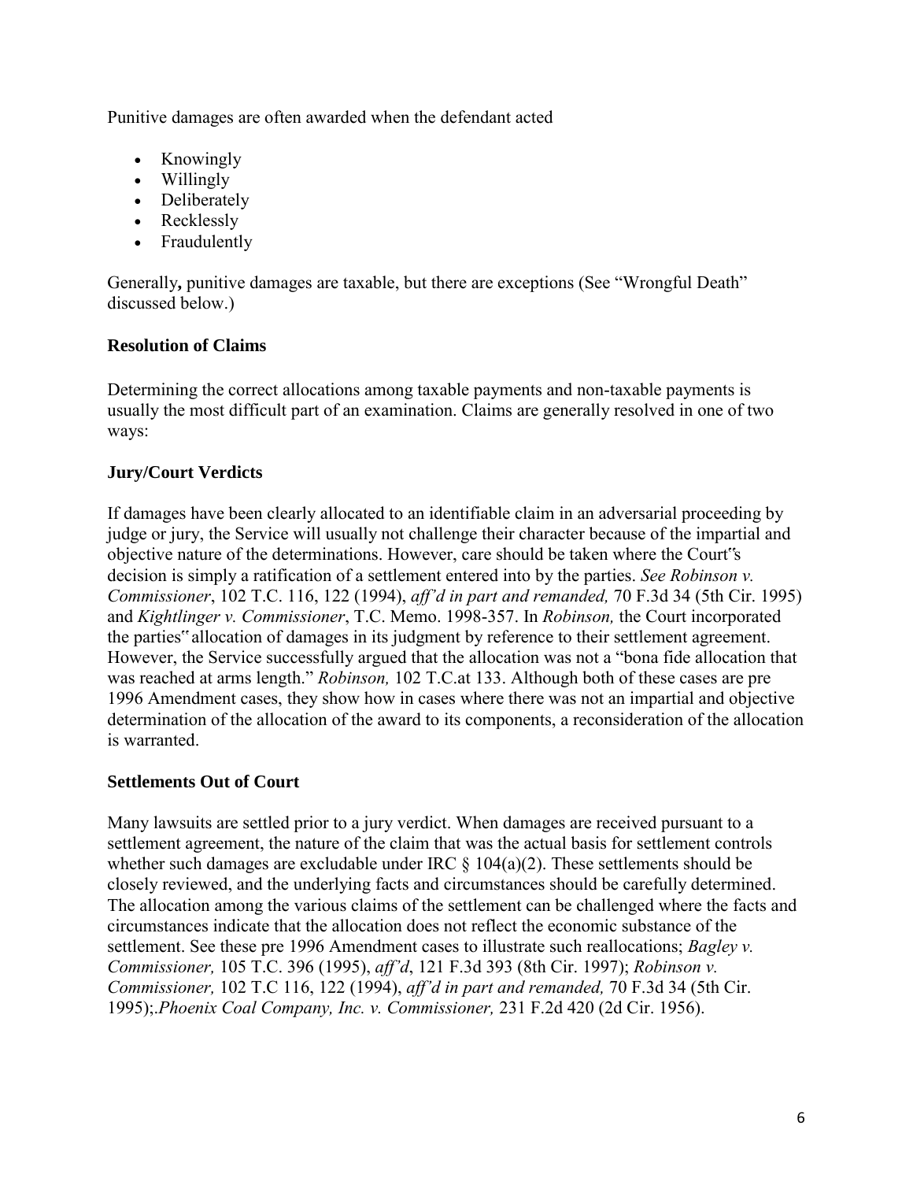Punitive damages are often awarded when the defendant acted

- Knowingly
- Willingly
- Deliberately
- Recklessly
- Fraudulently

Generally**,** punitive damages are taxable, but there are exceptions (See "Wrongful Death" discussed below.)

### Resolution of Claims

Determining the correct allocations among taxable payments and non-taxable payments is usually the most difficult part of an examination. Claims are generally resolved in one of two ways:

### Jury/Court Verdicts

If damages have been clearly allocated to an identifiable claim in an adversarial proceeding by judge or jury, the Service will usually not challenge their character because of the impartial and objective nature of the determinations. However, care should be taken where the Court"s decision is simply a ratification of a settlement entered into by the parties. *See Robinson v. Commissioner*, 102 T.C. 116, 122 (1994), *aff'd in part and remanded,* 70 F.3d 34 (5th Cir. 1995) and *Kightlinger v. Commissioner*, T.C. Memo. 1998-357. In *Robinson,* the Court incorporated the parties" allocation of damages in its judgment by reference to their settlement agreement. However, the Service successfully argued that the allocation was not a "bona fide allocation that was reached at arms length." *Robinson,* 102 T.C.at 133. Although both of these cases are pre 1996 Amendment cases, they show how in cases where there was not an impartial and objective determination of the allocation of the award to its components, a reconsideration of the allocation is warranted.

### Settlements Out of Court

Many lawsuits are settled prior to a jury verdict. When damages are received pursuant to a settlement agreement, the nature of the claim that was the actual basis for settlement controls whether such damages are excludable under IRC § 104(a)(2). These settlements should be closely reviewed, and the underlying facts and circumstances should be carefully determined. The allocation among the various claims of the settlement can be challenged where the facts and circumstances indicate that the allocation does not reflect the economic substance of the settlement. See these pre 1996 Amendment cases to illustrate such reallocations; *Bagley v. Commissioner,* 105 T.C. 396 (1995), *aff'd*, 121 F.3d 393 (8th Cir. 1997); *Robinson v. Commissioner,* 102 T.C 116, 122 (1994), *aff'd in part and remanded,* 70 F.3d 34 (5th Cir. 1995);.*Phoenix Coal Company, Inc. v. Commissioner,* 231 F.2d 420 (2d Cir. 1956).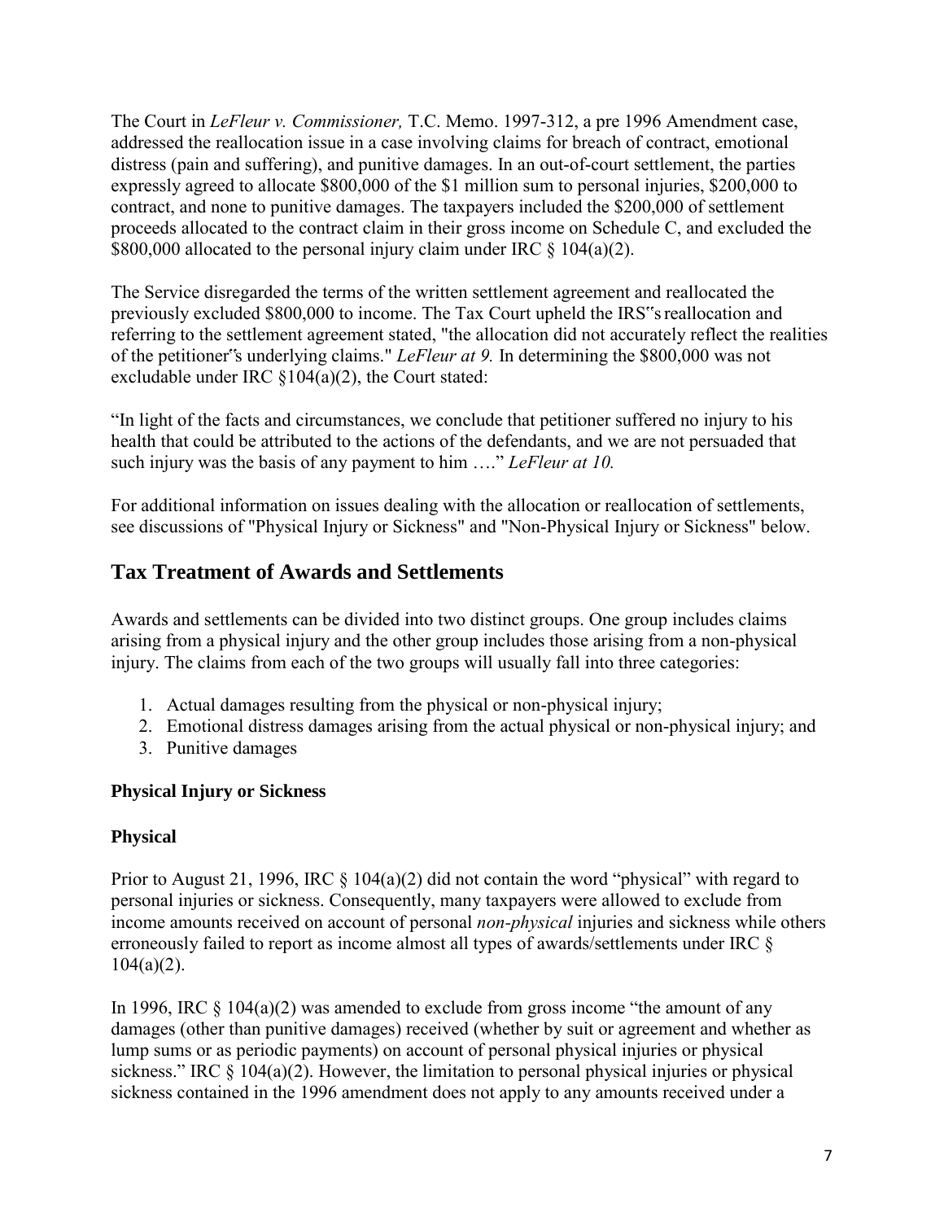The Court in *LeFleur v. Commissioner,* T.C. Memo. 1997-312, a pre 1996 Amendment case, addressed the reallocation issue in a case involving claims for breach of contract, emotional distress (pain and suffering), and punitive damages. In an out-of-court settlement, the parties expressly agreed to allocate $800,000 of the $1 million sum to personal injuries, $200,000 to contract, and none to punitive damages. The taxpayers included the $200,000 of settlement proceeds allocated to the contract claim in their gross income on Schedule C, and excluded the $800,000 allocated to the personal injury claim under IRC § 104(a)(2).

The Service disregarded the terms of the written settlement agreement and reallocated the previously excluded $800,000 to income. The Tax Court upheld the IRS"s reallocation and referring to the settlement agreement stated, "the allocation did not accurately reflect the realities of the petitioner"s underlying claims." *LeFleur at 9.* In determining the $800,000 was not excludable under IRC §104(a)(2), the Court stated:

"In light of the facts and circumstances, we conclude that petitioner suffered no injury to his health that could be attributed to the actions of the defendants, and we are not persuaded that such injury was the basis of any payment to him …." *LeFleur at 10.*

For additional information on issues dealing with the allocation or reallocation of settlements, see discussions of "Physical Injury or Sickness" and "Non-Physical Injury or Sickness" below.

## Tax Treatment of Awards and Settlements

Awards and settlements can be divided into two distinct groups. One group includes claims arising from a physical injury and the other group includes those arising from a non-physical injury. The claims from each of the two groups will usually fall into three categories:

1. Actual damages resulting from the physical or non-physical injury;
2. Emotional distress damages arising from the actual physical or non-physical injury; and
3. Punitive damages

### Physical Injury or Sickness

### Physical

Prior to August 21, 1996, IRC § 104(a)(2) did not contain the word "physical" with regard to personal injuries or sickness. Consequently, many taxpayers were allowed to exclude from income amounts received on account of personal *non-physical* injuries and sickness while others erroneously failed to report as income almost all types of awards/settlements under IRC § 104(a)(2).

In 1996, IRC § 104(a)(2) was amended to exclude from gross income "the amount of any damages (other than punitive damages) received (whether by suit or agreement and whether as lump sums or as periodic payments) on account of personal physical injuries or physical sickness." IRC § 104(a)(2). However, the limitation to personal physical injuries or physical sickness contained in the 1996 amendment does not apply to any amounts received under a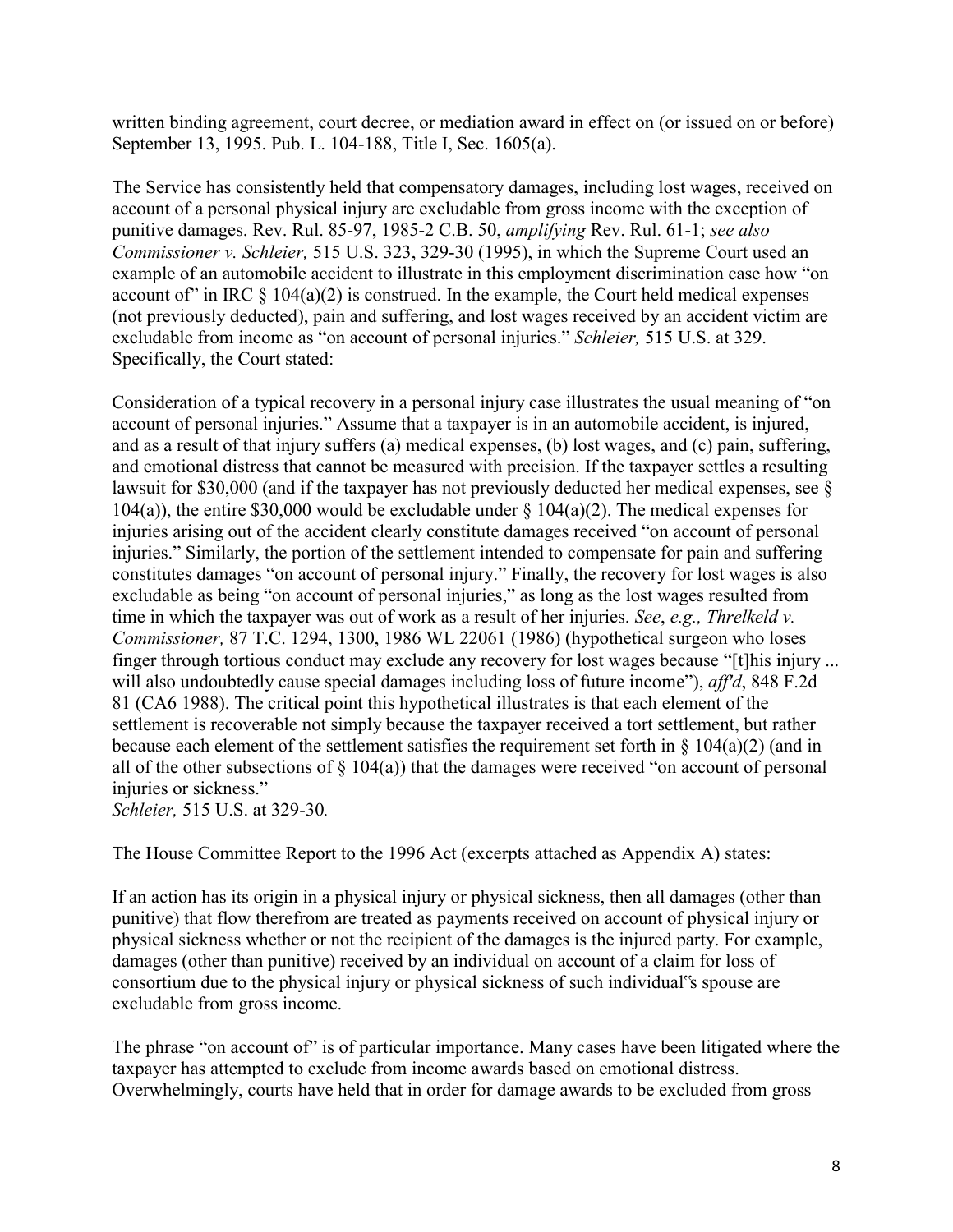written binding agreement, court decree, or mediation award in effect on (or issued on or before) September 13, 1995. Pub. L. 104-188, Title I, Sec. 1605(a).

The Service has consistently held that compensatory damages, including lost wages, received on account of a personal physical injury are excludable from gross income with the exception of punitive damages. Rev. Rul. 85-97, 1985-2 C.B. 50, *amplifying* Rev. Rul. 61-1; *see also Commissioner v. Schleier,* 515 U.S. 323, 329-30 (1995), in which the Supreme Court used an example of an automobile accident to illustrate in this employment discrimination case how "on account of" in IRC § 104(a)(2) is construed. In the example, the Court held medical expenses (not previously deducted), pain and suffering, and lost wages received by an accident victim are excludable from income as "on account of personal injuries." *Schleier,* 515 U.S. at 329. Specifically, the Court stated:

Consideration of a typical recovery in a personal injury case illustrates the usual meaning of "on account of personal injuries." Assume that a taxpayer is in an automobile accident, is injured, and as a result of that injury suffers (a) medical expenses, (b) lost wages, and (c) pain, suffering, and emotional distress that cannot be measured with precision. If the taxpayer settles a resulting lawsuit for $30,000 (and if the taxpayer has not previously deducted her medical expenses, see § 104(a)), the entire $30,000 would be excludable under § 104(a)(2). The medical expenses for injuries arising out of the accident clearly constitute damages received "on account of personal injuries." Similarly, the portion of the settlement intended to compensate for pain and suffering constitutes damages "on account of personal injury." Finally, the recovery for lost wages is also excludable as being "on account of personal injuries," as long as the lost wages resulted from time in which the taxpayer was out of work as a result of her injuries. *See*, *e.g., Threlkeld v. Commissioner,* 87 T.C. 1294, 1300, 1986 WL 22061 (1986) (hypothetical surgeon who loses finger through tortious conduct may exclude any recovery for lost wages because "[t]his injury ... will also undoubtedly cause special damages including loss of future income"), *aff'd*, 848 F.2d 81 (CA6 1988). The critical point this hypothetical illustrates is that each element of the settlement is recoverable not simply because the taxpayer received a tort settlement, but rather because each element of the settlement satisfies the requirement set forth in § 104(a)(2) (and in all of the other subsections of § 104(a)) that the damages were received "on account of personal injuries or sickness."
*Schleier,* 515 U.S. at 329-30*.*

The House Committee Report to the 1996 Act (excerpts attached as Appendix A) states:

If an action has its origin in a physical injury or physical sickness, then all damages (other than punitive) that flow therefrom are treated as payments received on account of physical injury or physical sickness whether or not the recipient of the damages is the injured party. For example, damages (other than punitive) received by an individual on account of a claim for loss of consortium due to the physical injury or physical sickness of such individual's spouse are excludable from gross income.

The phrase "on account of" is of particular importance. Many cases have been litigated where the taxpayer has attempted to exclude from income awards based on emotional distress. Overwhelmingly, courts have held that in order for damage awards to be excluded from gross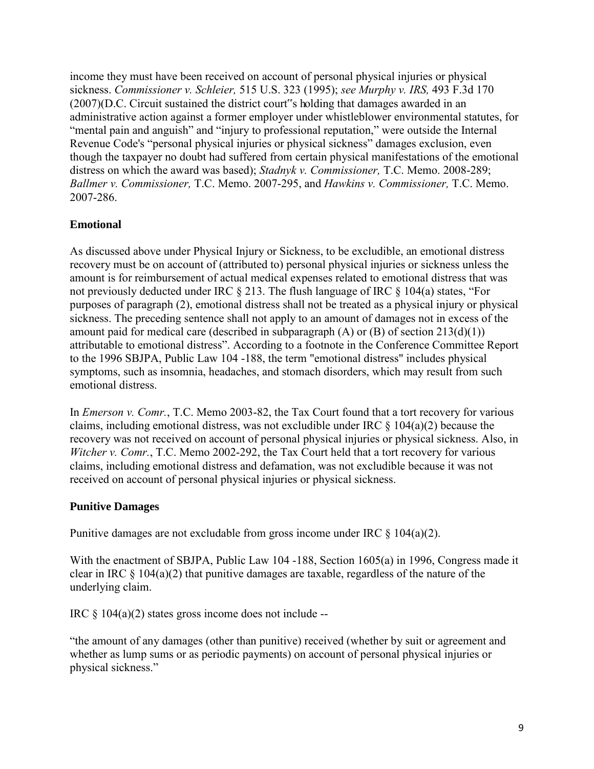income they must have been received on account of personal physical injuries or physical sickness. *Commissioner v. Schleier,* 515 U.S. 323 (1995); *see Murphy v. IRS,* 493 F.3d 170 (2007)(D.C. Circuit sustained the district court"s holding that damages awarded in an administrative action against a former employer under whistleblower environmental statutes, for "mental pain and anguish" and "injury to professional reputation," were outside the Internal Revenue Code's "personal physical injuries or physical sickness" damages exclusion, even though the taxpayer no doubt had suffered from certain physical manifestations of the emotional distress on which the award was based); *Stadnyk v. Commissioner,* T.C. Memo. 2008-289; *Ballmer v. Commissioner,* T.C. Memo. 2007-295, and *Hawkins v. Commissioner,* T.C. Memo. 2007-286.

## Emotional

As discussed above under Physical Injury or Sickness, to be excludible, an emotional distress recovery must be on account of (attributed to) personal physical injuries or sickness unless the amount is for reimbursement of actual medical expenses related to emotional distress that was not previously deducted under IRC § 213. The flush language of IRC § 104(a) states, "For purposes of paragraph (2), emotional distress shall not be treated as a physical injury or physical sickness. The preceding sentence shall not apply to an amount of damages not in excess of the amount paid for medical care (described in subparagraph (A) or (B) of section 213(d)(1)) attributable to emotional distress". According to a footnote in the Conference Committee Report to the 1996 SBJPA, Public Law 104 -188, the term "emotional distress" includes physical symptoms, such as insomnia, headaches, and stomach disorders, which may result from such emotional distress.

In *Emerson v. Comr.*, T.C. Memo 2003-82, the Tax Court found that a tort recovery for various claims, including emotional distress, was not excludible under IRC § 104(a)(2) because the recovery was not received on account of personal physical injuries or physical sickness. Also, in *Witcher v. Comr.*, T.C. Memo 2002-292, the Tax Court held that a tort recovery for various claims, including emotional distress and defamation, was not excludible because it was not received on account of personal physical injuries or physical sickness.

## Punitive Damages

Punitive damages are not excludable from gross income under IRC § 104(a)(2).

With the enactment of SBJPA, Public Law 104 -188, Section 1605(a) in 1996, Congress made it clear in IRC § 104(a)(2) that punitive damages are taxable, regardless of the nature of the underlying claim.

IRC § 104(a)(2) states gross income does not include --

"the amount of any damages (other than punitive) received (whether by suit or agreement and whether as lump sums or as periodic payments) on account of personal physical injuries or physical sickness."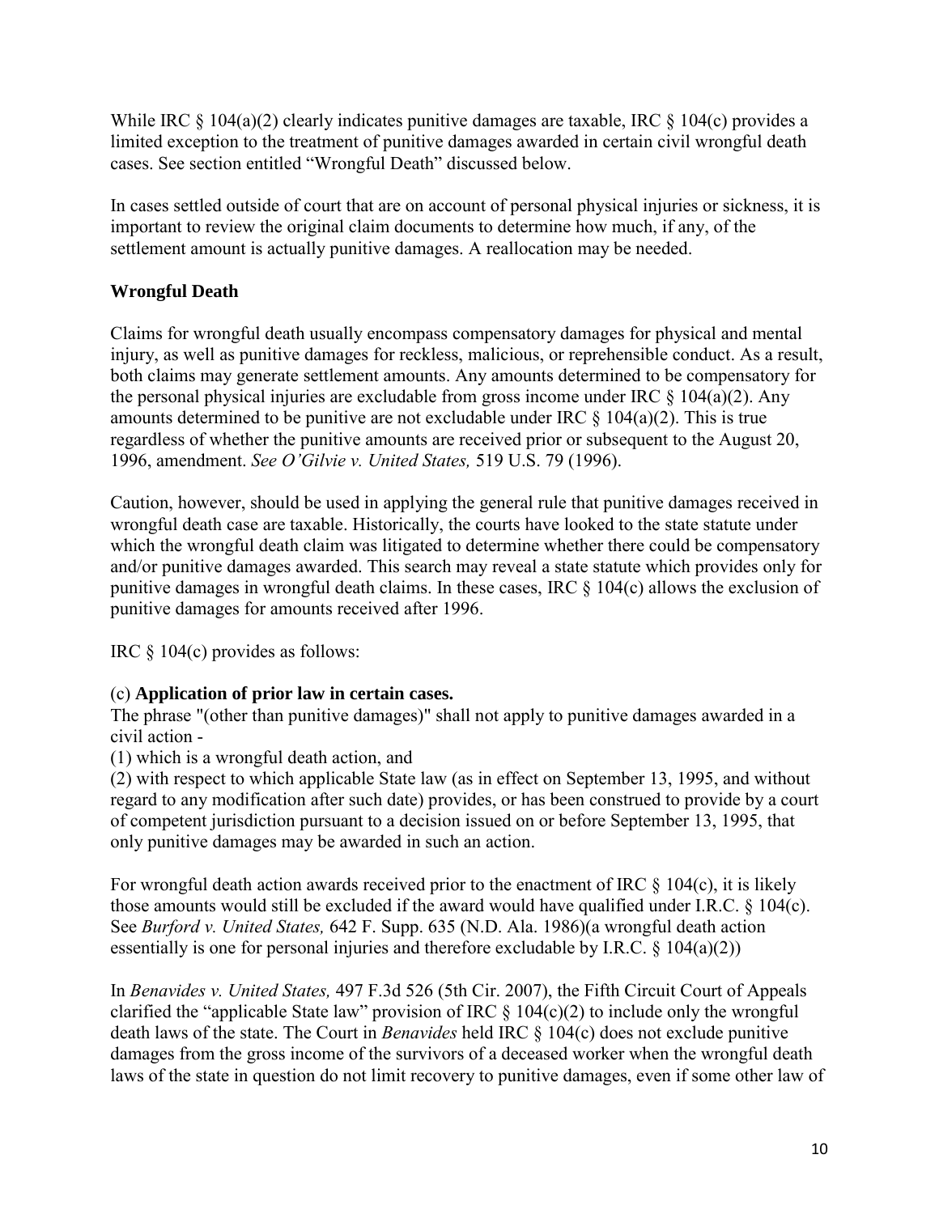While IRC § 104(a)(2) clearly indicates punitive damages are taxable, IRC § 104(c) provides a limited exception to the treatment of punitive damages awarded in certain civil wrongful death cases. See section entitled "Wrongful Death" discussed below.

In cases settled outside of court that are on account of personal physical injuries or sickness, it is important to review the original claim documents to determine how much, if any, of the settlement amount is actually punitive damages. A reallocation may be needed.

### Wrongful Death

Claims for wrongful death usually encompass compensatory damages for physical and mental injury, as well as punitive damages for reckless, malicious, or reprehensible conduct. As a result, both claims may generate settlement amounts. Any amounts determined to be compensatory for the personal physical injuries are excludable from gross income under IRC § 104(a)(2). Any amounts determined to be punitive are not excludable under IRC § 104(a)(2). This is true regardless of whether the punitive amounts are received prior or subsequent to the August 20, 1996, amendment. *See O'Gilvie v. United States,* 519 U.S. 79 (1996).

Caution, however, should be used in applying the general rule that punitive damages received in wrongful death case are taxable. Historically, the courts have looked to the state statute under which the wrongful death claim was litigated to determine whether there could be compensatory and/or punitive damages awarded. This search may reveal a state statute which provides only for punitive damages in wrongful death claims. In these cases, IRC § 104(c) allows the exclusion of punitive damages for amounts received after 1996.

IRC § 104(c) provides as follows:

(c) **Application of prior law in certain cases.**
The phrase "(other than punitive damages)" shall not apply to punitive damages awarded in a civil action -
(1) which is a wrongful death action, and
(2) with respect to which applicable State law (as in effect on September 13, 1995, and without regard to any modification after such date) provides, or has been construed to provide by a court of competent jurisdiction pursuant to a decision issued on or before September 13, 1995, that only punitive damages may be awarded in such an action.

For wrongful death action awards received prior to the enactment of IRC § 104(c), it is likely those amounts would still be excluded if the award would have qualified under I.R.C. § 104(c). See *Burford v. United States,* 642 F. Supp. 635 (N.D. Ala. 1986)(a wrongful death action essentially is one for personal injuries and therefore excludable by I.R.C. § 104(a)(2))

In *Benavides v. United States,* 497 F.3d 526 (5th Cir. 2007), the Fifth Circuit Court of Appeals clarified the "applicable State law" provision of IRC § 104(c)(2) to include only the wrongful death laws of the state. The Court in *Benavides* held IRC § 104(c) does not exclude punitive damages from the gross income of the survivors of a deceased worker when the wrongful death laws of the state in question do not limit recovery to punitive damages, even if some other law of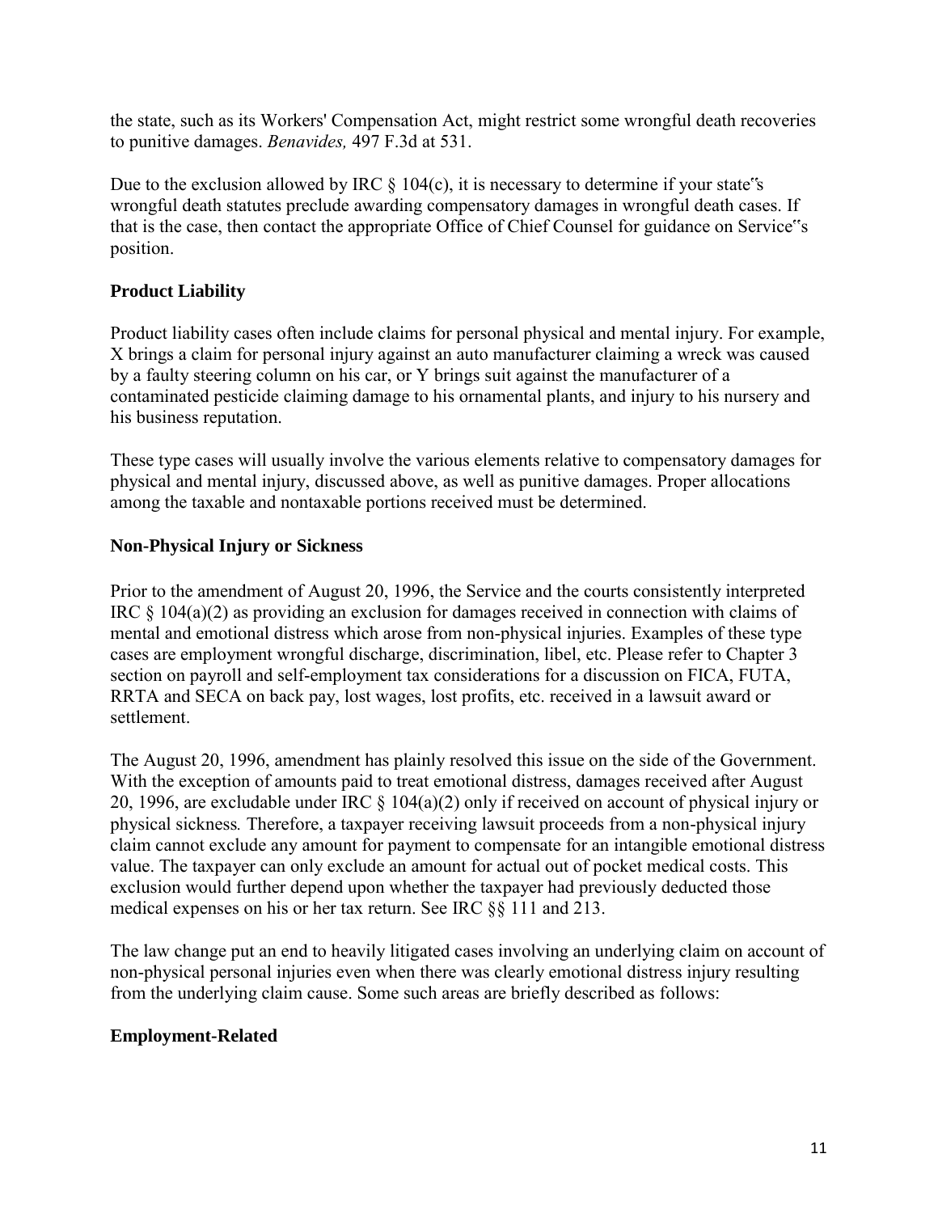the state, such as its Workers' Compensation Act, might restrict some wrongful death recoveries to punitive damages. *Benavides,* 497 F.3d at 531.

Due to the exclusion allowed by IRC § 104(c), it is necessary to determine if your state‟s wrongful death statutes preclude awarding compensatory damages in wrongful death cases. If that is the case, then contact the appropriate Office of Chief Counsel for guidance on Service‟s position.

### Product Liability

Product liability cases often include claims for personal physical and mental injury. For example, X brings a claim for personal injury against an auto manufacturer claiming a wreck was caused by a faulty steering column on his car, or Y brings suit against the manufacturer of a contaminated pesticide claiming damage to his ornamental plants, and injury to his nursery and his business reputation.

These type cases will usually involve the various elements relative to compensatory damages for physical and mental injury, discussed above, as well as punitive damages. Proper allocations among the taxable and nontaxable portions received must be determined.

### Non-Physical Injury or Sickness

Prior to the amendment of August 20, 1996, the Service and the courts consistently interpreted IRC § 104(a)(2) as providing an exclusion for damages received in connection with claims of mental and emotional distress which arose from non-physical injuries. Examples of these type cases are employment wrongful discharge, discrimination, libel, etc. Please refer to Chapter 3 section on payroll and self-employment tax considerations for a discussion on FICA, FUTA, RRTA and SECA on back pay, lost wages, lost profits, etc. received in a lawsuit award or settlement.

The August 20, 1996, amendment has plainly resolved this issue on the side of the Government. With the exception of amounts paid to treat emotional distress, damages received after August 20, 1996, are excludable under IRC § 104(a)(2) only if received on account of physical injury or physical sickness*.* Therefore, a taxpayer receiving lawsuit proceeds from a non-physical injury claim cannot exclude any amount for payment to compensate for an intangible emotional distress value. The taxpayer can only exclude an amount for actual out of pocket medical costs. This exclusion would further depend upon whether the taxpayer had previously deducted those medical expenses on his or her tax return. See IRC §§ 111 and 213.

The law change put an end to heavily litigated cases involving an underlying claim on account of non-physical personal injuries even when there was clearly emotional distress injury resulting from the underlying claim cause. Some such areas are briefly described as follows:

### Employment-Related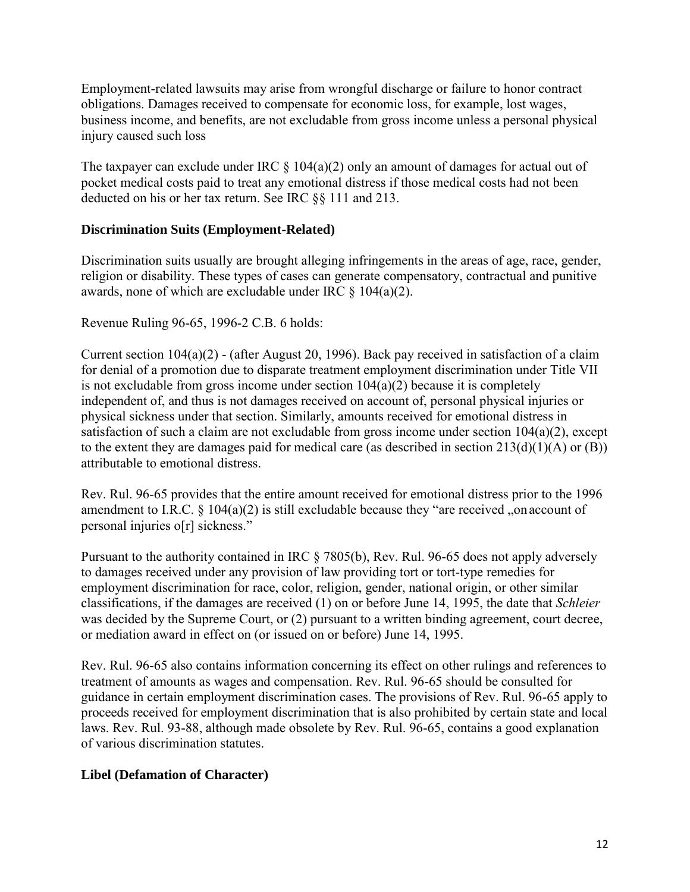Employment-related lawsuits may arise from wrongful discharge or failure to honor contract obligations. Damages received to compensate for economic loss, for example, lost wages, business income, and benefits, are not excludable from gross income unless a personal physical injury caused such loss

The taxpayer can exclude under IRC § 104(a)(2) only an amount of damages for actual out of pocket medical costs paid to treat any emotional distress if those medical costs had not been deducted on his or her tax return. See IRC §§ 111 and 213.

### Discrimination Suits (Employment-Related)

Discrimination suits usually are brought alleging infringements in the areas of age, race, gender, religion or disability. These types of cases can generate compensatory, contractual and punitive awards, none of which are excludable under IRC § 104(a)(2).

Revenue Ruling 96-65, 1996-2 C.B. 6 holds:

Current section 104(a)(2) - (after August 20, 1996). Back pay received in satisfaction of a claim for denial of a promotion due to disparate treatment employment discrimination under Title VII is not excludable from gross income under section 104(a)(2) because it is completely independent of, and thus is not damages received on account of, personal physical injuries or physical sickness under that section. Similarly, amounts received for emotional distress in satisfaction of such a claim are not excludable from gross income under section 104(a)(2), except to the extent they are damages paid for medical care (as described in section 213(d)(1)(A) or (B)) attributable to emotional distress.

Rev. Rul. 96-65 provides that the entire amount received for emotional distress prior to the 1996 amendment to I.R.C. § 104(a)(2) is still excludable because they "are received „on account of personal injuries o[r] sickness."

Pursuant to the authority contained in IRC § 7805(b), Rev. Rul. 96-65 does not apply adversely to damages received under any provision of law providing tort or tort-type remedies for employment discrimination for race, color, religion, gender, national origin, or other similar classifications, if the damages are received (1) on or before June 14, 1995, the date that *Schleier* was decided by the Supreme Court, or (2) pursuant to a written binding agreement, court decree, or mediation award in effect on (or issued on or before) June 14, 1995.

Rev. Rul. 96-65 also contains information concerning its effect on other rulings and references to treatment of amounts as wages and compensation. Rev. Rul. 96-65 should be consulted for guidance in certain employment discrimination cases. The provisions of Rev. Rul. 96-65 apply to proceeds received for employment discrimination that is also prohibited by certain state and local laws. Rev. Rul. 93-88, although made obsolete by Rev. Rul. 96-65, contains a good explanation of various discrimination statutes.

### Libel (Defamation of Character)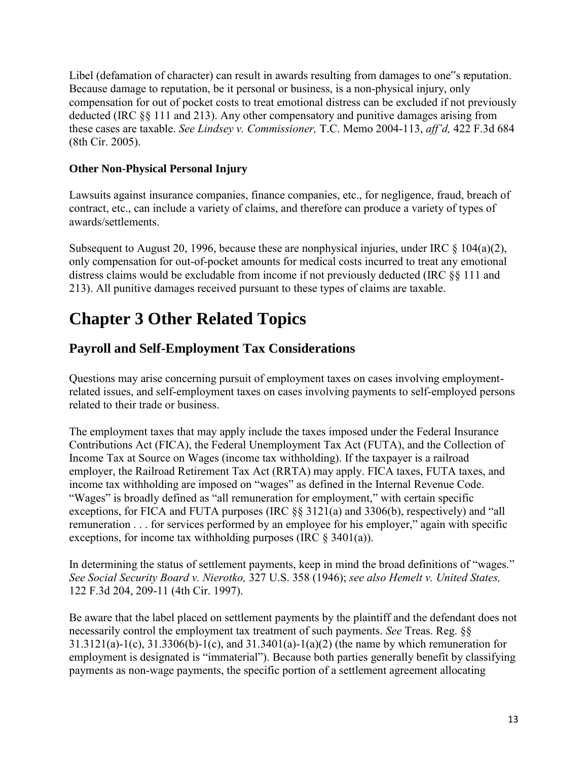Libel (defamation of character) can result in awards resulting from damages to one"s reputation. Because damage to reputation, be it personal or business, is a non-physical injury, only compensation for out of pocket costs to treat emotional distress can be excluded if not previously deducted (IRC §§ 111 and 213). Any other compensatory and punitive damages arising from these cases are taxable. *See Lindsey v. Commissioner,* T.C. Memo 2004-113, *aff'd,* 422 F.3d 684 (8th Cir. 2005).

**Other Non-Physical Personal Injury**

Lawsuits against insurance companies, finance companies, etc., for negligence, fraud, breach of contract, etc., can include a variety of claims, and therefore can produce a variety of types of awards/settlements.

Subsequent to August 20, 1996, because these are nonphysical injuries, under IRC § 104(a)(2), only compensation for out-of-pocket amounts for medical costs incurred to treat any emotional distress claims would be excludable from income if not previously deducted (IRC §§ 111 and 213). All punitive damages received pursuant to these types of claims are taxable.

# Chapter 3 Other Related Topics

## Payroll and Self-Employment Tax Considerations

Questions may arise concerning pursuit of employment taxes on cases involving employment-related issues, and self-employment taxes on cases involving payments to self-employed persons related to their trade or business.

The employment taxes that may apply include the taxes imposed under the Federal Insurance Contributions Act (FICA), the Federal Unemployment Tax Act (FUTA), and the Collection of Income Tax at Source on Wages (income tax withholding). If the taxpayer is a railroad employer, the Railroad Retirement Tax Act (RRTA) may apply. FICA taxes, FUTA taxes, and income tax withholding are imposed on "wages" as defined in the Internal Revenue Code. "Wages" is broadly defined as "all remuneration for employment," with certain specific exceptions, for FICA and FUTA purposes (IRC §§ 3121(a) and 3306(b), respectively) and "all remuneration . . . for services performed by an employee for his employer," again with specific exceptions, for income tax withholding purposes (IRC § 3401(a)).

In determining the status of settlement payments, keep in mind the broad definitions of "wages." *See Social Security Board v. Nierotko,* 327 U.S. 358 (1946); *see also Hemelt v. United States,* 122 F.3d 204, 209-11 (4th Cir. 1997).

Be aware that the label placed on settlement payments by the plaintiff and the defendant does not necessarily control the employment tax treatment of such payments. *See* Treas. Reg. §§ 31.3121(a)-1(c), 31.3306(b)-1(c), and 31.3401(a)-1(a)(2) (the name by which remuneration for employment is designated is "immaterial"). Because both parties generally benefit by classifying payments as non-wage payments, the specific portion of a settlement agreement allocating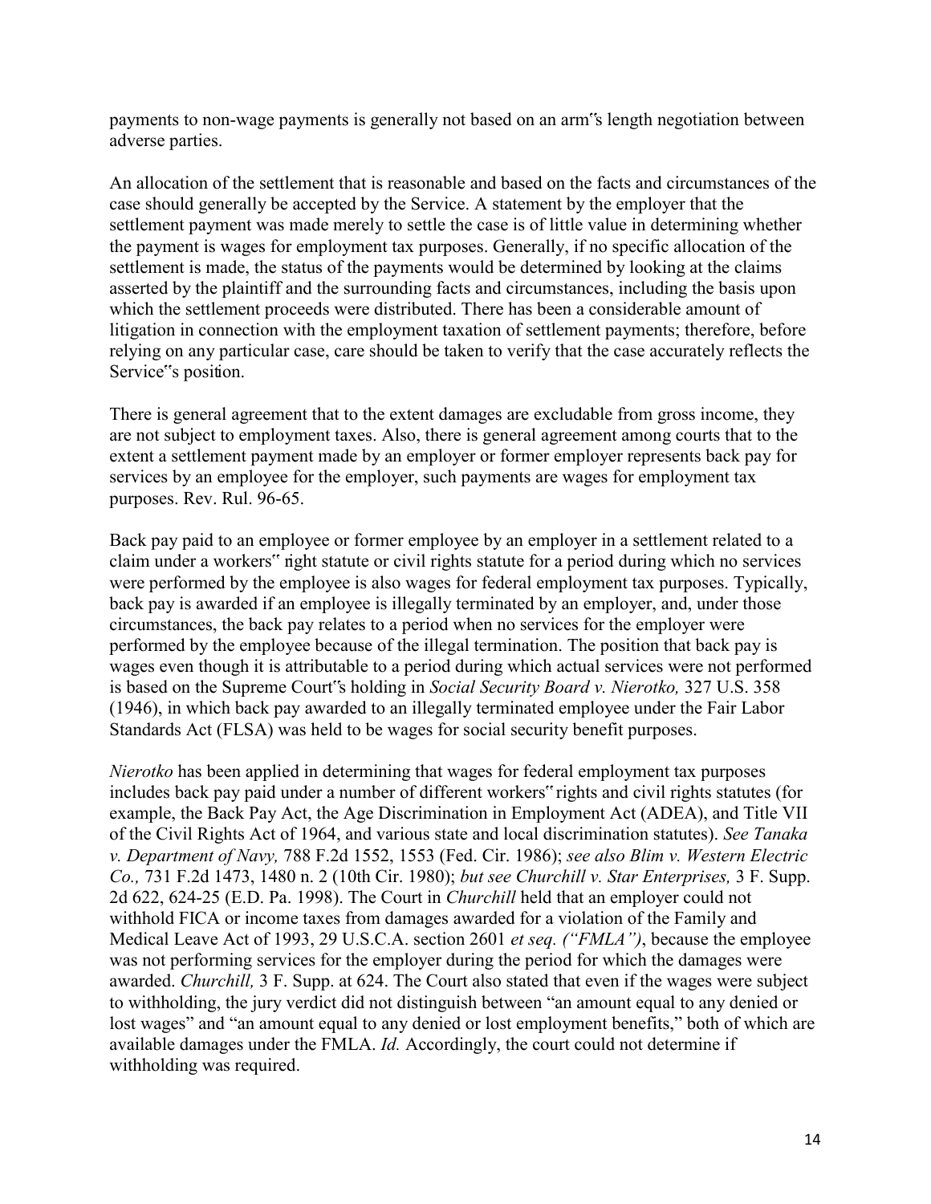payments to non-wage payments is generally not based on an arm‟s length negotiation between adverse parties.

An allocation of the settlement that is reasonable and based on the facts and circumstances of the case should generally be accepted by the Service. A statement by the employer that the settlement payment was made merely to settle the case is of little value in determining whether the payment is wages for employment tax purposes. Generally, if no specific allocation of the settlement is made, the status of the payments would be determined by looking at the claims asserted by the plaintiff and the surrounding facts and circumstances, including the basis upon which the settlement proceeds were distributed. There has been a considerable amount of litigation in connection with the employment taxation of settlement payments; therefore, before relying on any particular case, care should be taken to verify that the case accurately reflects the Service‟s position.

There is general agreement that to the extent damages are excludable from gross income, they are not subject to employment taxes. Also, there is general agreement among courts that to the extent a settlement payment made by an employer or former employer represents back pay for services by an employee for the employer, such payments are wages for employment tax purposes. Rev. Rul. 96-65.

Back pay paid to an employee or former employee by an employer in a settlement related to a claim under a workers‟ right statute or civil rights statute for a period during which no services were performed by the employee is also wages for federal employment tax purposes. Typically, back pay is awarded if an employee is illegally terminated by an employer, and, under those circumstances, the back pay relates to a period when no services for the employer were performed by the employee because of the illegal termination. The position that back pay is wages even though it is attributable to a period during which actual services were not performed is based on the Supreme Court‟s holding in *Social Security Board v. Nierotko,* 327 U.S. 358 (1946), in which back pay awarded to an illegally terminated employee under the Fair Labor Standards Act (FLSA) was held to be wages for social security benefit purposes.

*Nierotko* has been applied in determining that wages for federal employment tax purposes includes back pay paid under a number of different workers‟ rights and civil rights statutes (for example, the Back Pay Act, the Age Discrimination in Employment Act (ADEA), and Title VII of the Civil Rights Act of 1964, and various state and local discrimination statutes). *See Tanaka v. Department of Navy,* 788 F.2d 1552, 1553 (Fed. Cir. 1986); *see also Blim v. Western Electric Co.,* 731 F.2d 1473, 1480 n. 2 (10th Cir. 1980); *but see Churchill v. Star Enterprises,* 3 F. Supp. 2d 622, 624-25 (E.D. Pa. 1998). The Court in *Churchill* held that an employer could not withhold FICA or income taxes from damages awarded for a violation of the Family and Medical Leave Act of 1993, 29 U.S.C.A. section 2601 *et seq. ("FMLA")*, because the employee was not performing services for the employer during the period for which the damages were awarded. *Churchill,* 3 F. Supp. at 624. The Court also stated that even if the wages were subject to withholding, the jury verdict did not distinguish between "an amount equal to any denied or lost wages" and "an amount equal to any denied or lost employment benefits," both of which are available damages under the FMLA. *Id.* Accordingly, the court could not determine if withholding was required.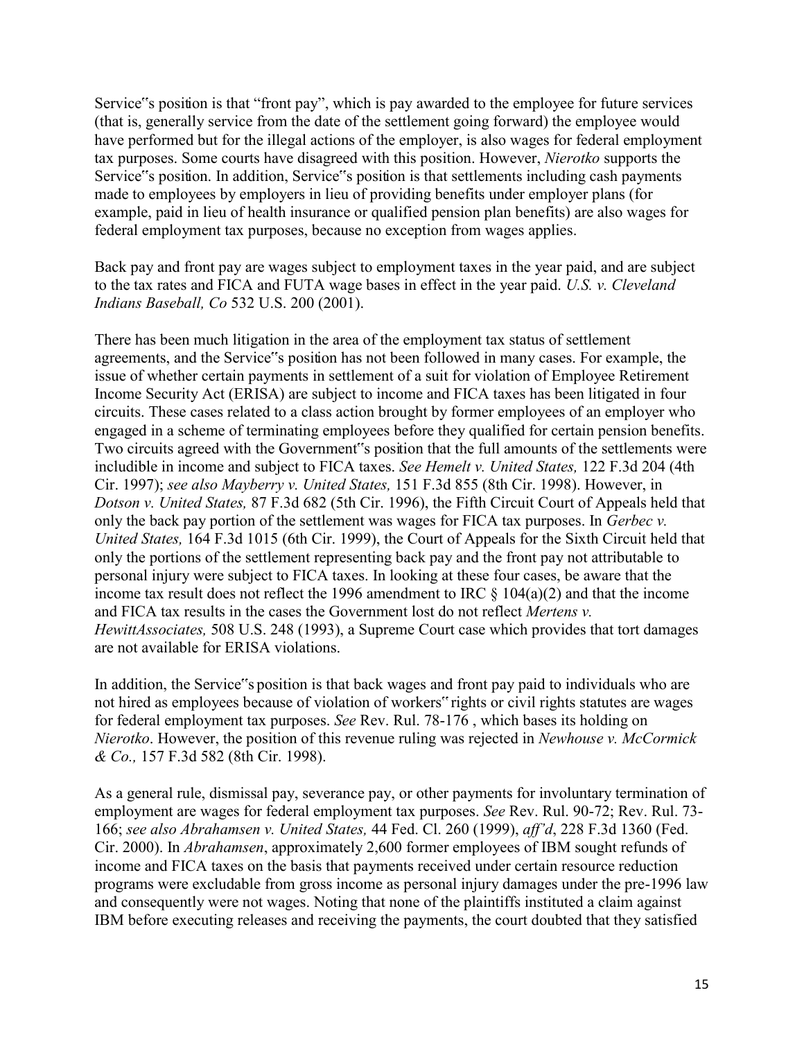Service"s position is that "front pay", which is pay awarded to the employee for future services (that is, generally service from the date of the settlement going forward) the employee would have performed but for the illegal actions of the employer, is also wages for federal employment tax purposes. Some courts have disagreed with this position. However, *Nierotko* supports the Service"s position. In addition, Service"s position is that settlements including cash payments made to employees by employers in lieu of providing benefits under employer plans (for example, paid in lieu of health insurance or qualified pension plan benefits) are also wages for federal employment tax purposes, because no exception from wages applies.

Back pay and front pay are wages subject to employment taxes in the year paid, and are subject to the tax rates and FICA and FUTA wage bases in effect in the year paid. *U.S. v. Cleveland Indians Baseball, Co* 532 U.S. 200 (2001).

There has been much litigation in the area of the employment tax status of settlement agreements, and the Service"s position has not been followed in many cases. For example, the issue of whether certain payments in settlement of a suit for violation of Employee Retirement Income Security Act (ERISA) are subject to income and FICA taxes has been litigated in four circuits. These cases related to a class action brought by former employees of an employer who engaged in a scheme of terminating employees before they qualified for certain pension benefits. Two circuits agreed with the Government"s position that the full amounts of the settlements were includible in income and subject to FICA taxes. *See Hemelt v. United States,* 122 F.3d 204 (4th Cir. 1997); *see also Mayberry v. United States,* 151 F.3d 855 (8th Cir. 1998). However, in *Dotson v. United States,* 87 F.3d 682 (5th Cir. 1996), the Fifth Circuit Court of Appeals held that only the back pay portion of the settlement was wages for FICA tax purposes. In *Gerbec v. United States,* 164 F.3d 1015 (6th Cir. 1999), the Court of Appeals for the Sixth Circuit held that only the portions of the settlement representing back pay and the front pay not attributable to personal injury were subject to FICA taxes. In looking at these four cases, be aware that the income tax result does not reflect the 1996 amendment to IRC § 104(a)(2) and that the income and FICA tax results in the cases the Government lost do not reflect *Mertens v. HewittAssociates,* 508 U.S. 248 (1993), a Supreme Court case which provides that tort damages are not available for ERISA violations.

In addition, the Service"s position is that back wages and front pay paid to individuals who are not hired as employees because of violation of workers" rights or civil rights statutes are wages for federal employment tax purposes. *See* Rev. Rul. 78-176 , which bases its holding on *Nierotko*. However, the position of this revenue ruling was rejected in *Newhouse v. McCormick & Co.,* 157 F.3d 582 (8th Cir. 1998).

As a general rule, dismissal pay, severance pay, or other payments for involuntary termination of employment are wages for federal employment tax purposes. *See* Rev. Rul. 90-72; Rev. Rul. 73-166; *see also Abrahamsen v. United States,* 44 Fed. Cl. 260 (1999), *aff'd*, 228 F.3d 1360 (Fed. Cir. 2000). In *Abrahamsen*, approximately 2,600 former employees of IBM sought refunds of income and FICA taxes on the basis that payments received under certain resource reduction programs were excludable from gross income as personal injury damages under the pre-1996 law and consequently were not wages. Noting that none of the plaintiffs instituted a claim against IBM before executing releases and receiving the payments, the court doubted that they satisfied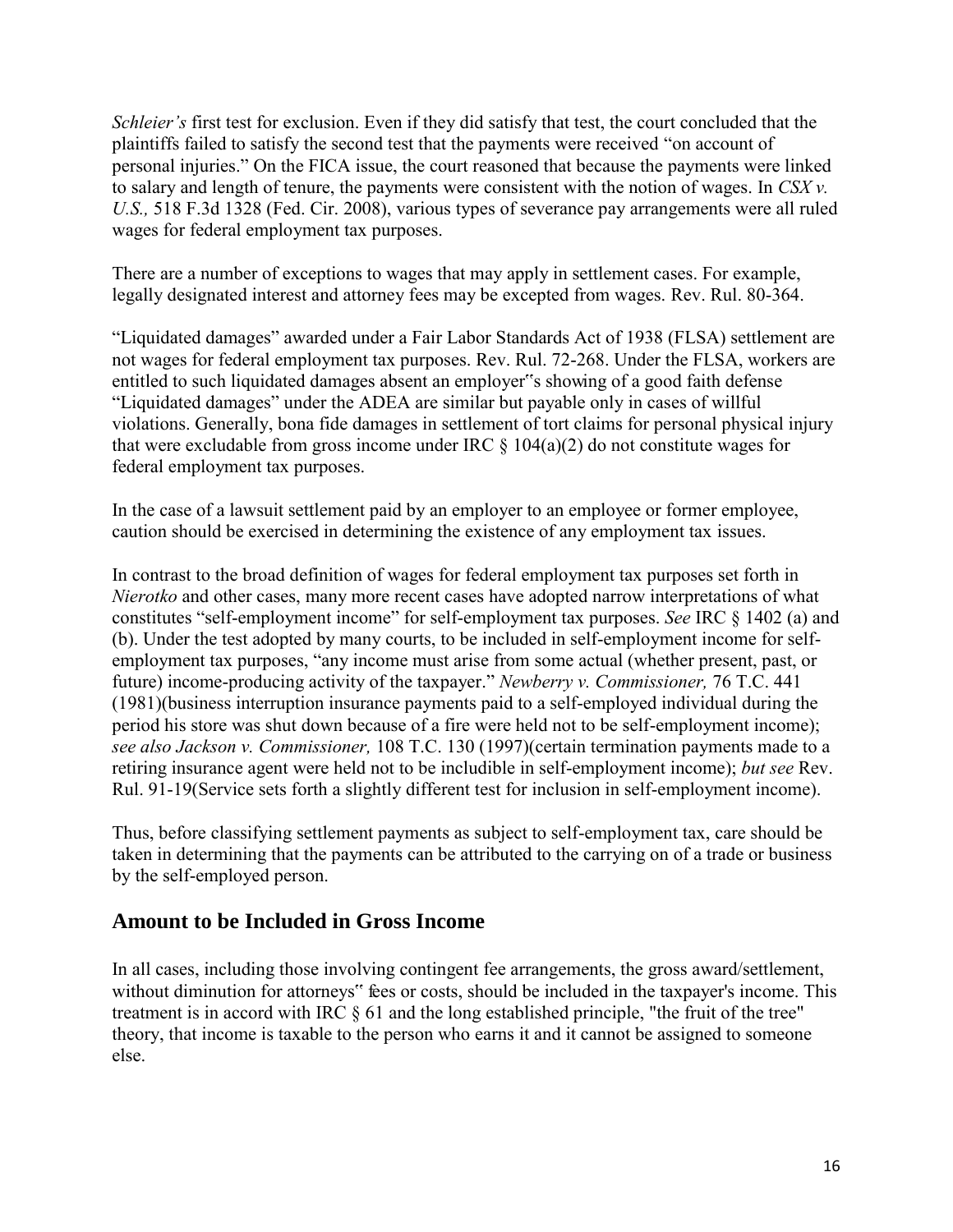*Schleier's* first test for exclusion. Even if they did satisfy that test, the court concluded that the plaintiffs failed to satisfy the second test that the payments were received "on account of personal injuries." On the FICA issue, the court reasoned that because the payments were linked to salary and length of tenure, the payments were consistent with the notion of wages. In *CSX v. U.S.,* 518 F.3d 1328 (Fed. Cir. 2008), various types of severance pay arrangements were all ruled wages for federal employment tax purposes.

There are a number of exceptions to wages that may apply in settlement cases. For example, legally designated interest and attorney fees may be excepted from wages. Rev. Rul. 80-364.

"Liquidated damages" awarded under a Fair Labor Standards Act of 1938 (FLSA) settlement are not wages for federal employment tax purposes. Rev. Rul. 72-268. Under the FLSA, workers are entitled to such liquidated damages absent an employer"s showing of a good faith defense "Liquidated damages" under the ADEA are similar but payable only in cases of willful violations. Generally, bona fide damages in settlement of tort claims for personal physical injury that were excludable from gross income under IRC § 104(a)(2) do not constitute wages for federal employment tax purposes.

In the case of a lawsuit settlement paid by an employer to an employee or former employee, caution should be exercised in determining the existence of any employment tax issues.

In contrast to the broad definition of wages for federal employment tax purposes set forth in *Nierotko* and other cases, many more recent cases have adopted narrow interpretations of what constitutes "self-employment income" for self-employment tax purposes. *See* IRC § 1402 (a) and (b). Under the test adopted by many courts, to be included in self-employment income for self-employment tax purposes, "any income must arise from some actual (whether present, past, or future) income-producing activity of the taxpayer." *Newberry v. Commissioner,* 76 T.C. 441 (1981)(business interruption insurance payments paid to a self-employed individual during the period his store was shut down because of a fire were held not to be self-employment income); *see also Jackson v. Commissioner,* 108 T.C. 130 (1997)(certain termination payments made to a retiring insurance agent were held not to be includible in self-employment income); *but see* Rev. Rul. 91-19(Service sets forth a slightly different test for inclusion in self-employment income).

Thus, before classifying settlement payments as subject to self-employment tax, care should be taken in determining that the payments can be attributed to the carrying on of a trade or business by the self-employed person.

## Amount to be Included in Gross Income

In all cases, including those involving contingent fee arrangements, the gross award/settlement, without diminution for attorneys" fees or costs, should be included in the taxpayer's income. This treatment is in accord with IRC § 61 and the long established principle, "the fruit of the tree" theory, that income is taxable to the person who earns it and it cannot be assigned to someone else.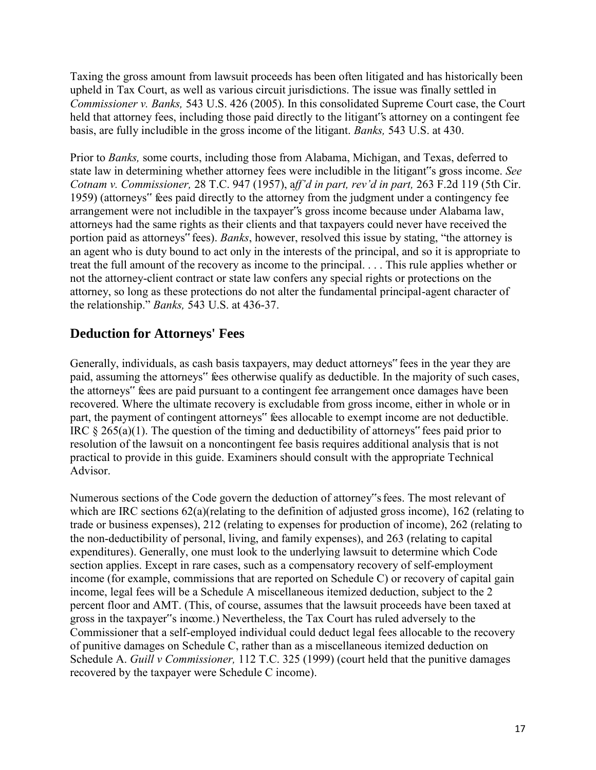Taxing the gross amount from lawsuit proceeds has been often litigated and has historically been upheld in Tax Court, as well as various circuit jurisdictions. The issue was finally settled in *Commissioner v. Banks,* 543 U.S. 426 (2005). In this consolidated Supreme Court case, the Court held that attorney fees, including those paid directly to the litigant"s attorney on a contingent fee basis, are fully includible in the gross income of the litigant. *Banks,* 543 U.S. at 430.

Prior to *Banks,* some courts, including those from Alabama, Michigan, and Texas, deferred to state law in determining whether attorney fees were includible in the litigant"s gross income. *See Cotnam v. Commissioner,* 28 T.C. 947 (1957), a*ff'd in part, rev'd in part,* 263 F.2d 119 (5th Cir. 1959) (attorneys" fees paid directly to the attorney from the judgment under a contingency fee arrangement were not includible in the taxpayer"s gross income because under Alabama law, attorneys had the same rights as their clients and that taxpayers could never have received the portion paid as attorneys" fees). *Banks*, however, resolved this issue by stating, "the attorney is an agent who is duty bound to act only in the interests of the principal, and so it is appropriate to treat the full amount of the recovery as income to the principal. . . . This rule applies whether or not the attorney-client contract or state law confers any special rights or protections on the attorney, so long as these protections do not alter the fundamental principal-agent character of the relationship." *Banks,* 543 U.S. at 436-37.

## Deduction for Attorneys' Fees

Generally, individuals, as cash basis taxpayers, may deduct attorneys" fees in the year they are paid, assuming the attorneys" fees otherwise qualify as deductible. In the majority of such cases, the attorneys" fees are paid pursuant to a contingent fee arrangement once damages have been recovered. Where the ultimate recovery is excludable from gross income, either in whole or in part, the payment of contingent attorneys" fees allocable to exempt income are not deductible. IRC § 265(a)(1). The question of the timing and deductibility of attorneys" fees paid prior to resolution of the lawsuit on a noncontingent fee basis requires additional analysis that is not practical to provide in this guide. Examiners should consult with the appropriate Technical Advisor.

Numerous sections of the Code govern the deduction of attorney"s fees. The most relevant of which are IRC sections 62(a)(relating to the definition of adjusted gross income), 162 (relating to trade or business expenses), 212 (relating to expenses for production of income), 262 (relating to the non-deductibility of personal, living, and family expenses), and 263 (relating to capital expenditures). Generally, one must look to the underlying lawsuit to determine which Code section applies. Except in rare cases, such as a compensatory recovery of self-employment income (for example, commissions that are reported on Schedule C) or recovery of capital gain income, legal fees will be a Schedule A miscellaneous itemized deduction, subject to the 2 percent floor and AMT. (This, of course, assumes that the lawsuit proceeds have been taxed at gross in the taxpayer"s income.) Nevertheless, the Tax Court has ruled adversely to the Commissioner that a self-employed individual could deduct legal fees allocable to the recovery of punitive damages on Schedule C, rather than as a miscellaneous itemized deduction on Schedule A. *Guill v Commissioner,* 112 T.C. 325 (1999) (court held that the punitive damages recovered by the taxpayer were Schedule C income).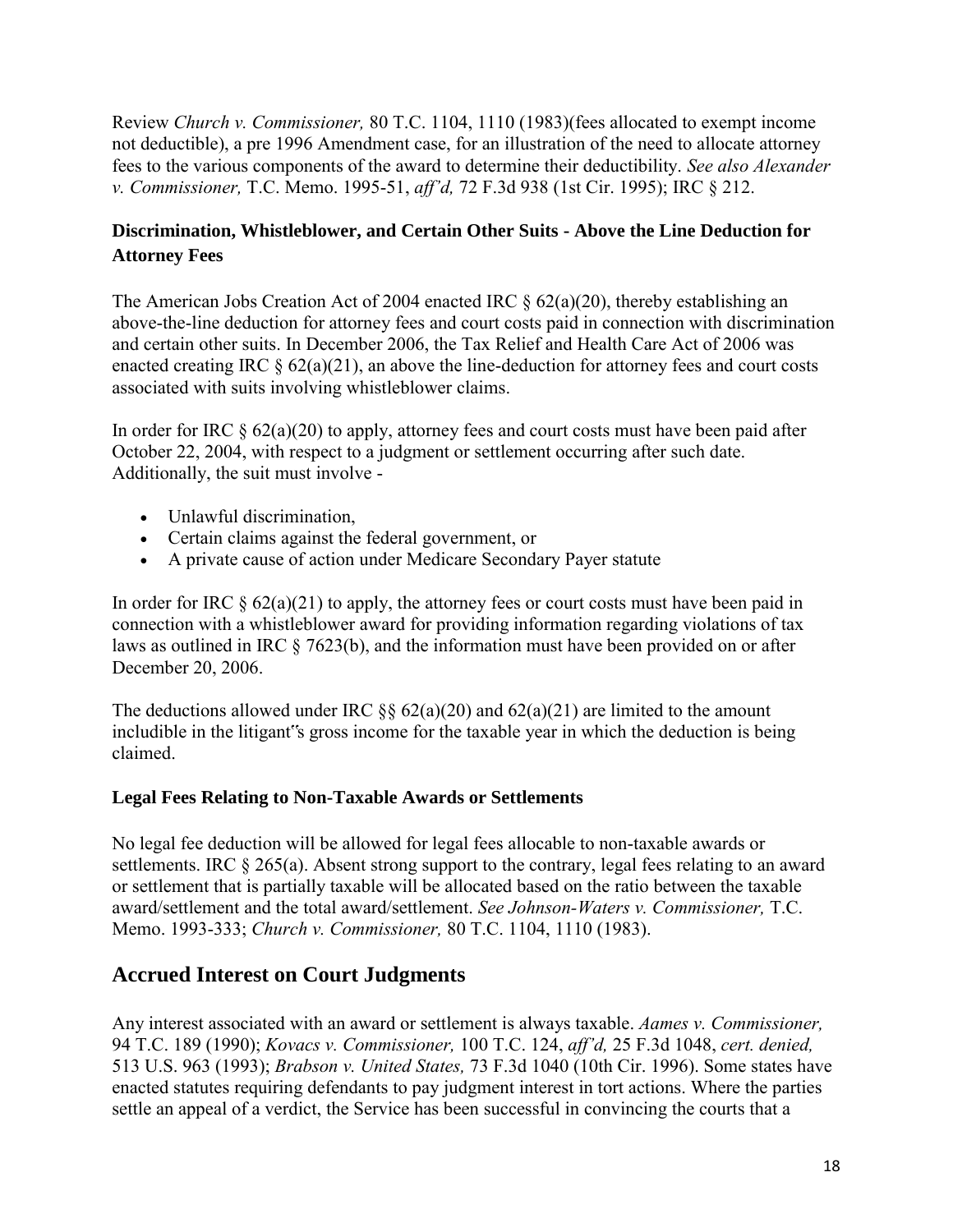Review *Church v. Commissioner,* 80 T.C. 1104, 1110 (1983)(fees allocated to exempt income not deductible), a pre 1996 Amendment case, for an illustration of the need to allocate attorney fees to the various components of the award to determine their deductibility. *See also Alexander v. Commissioner,* T.C. Memo. 1995-51, *aff'd,* 72 F.3d 938 (1st Cir. 1995); IRC § 212.

### Discrimination, Whistleblower, and Certain Other Suits - Above the Line Deduction for Attorney Fees

The American Jobs Creation Act of 2004 enacted IRC § 62(a)(20), thereby establishing an above-the-line deduction for attorney fees and court costs paid in connection with discrimination and certain other suits. In December 2006, the Tax Relief and Health Care Act of 2006 was enacted creating IRC § 62(a)(21), an above the line-deduction for attorney fees and court costs associated with suits involving whistleblower claims.

In order for IRC § 62(a)(20) to apply, attorney fees and court costs must have been paid after October 22, 2004, with respect to a judgment or settlement occurring after such date. Additionally, the suit must involve -

- Unlawful discrimination,
- Certain claims against the federal government, or
- A private cause of action under Medicare Secondary Payer statute

In order for IRC § 62(a)(21) to apply, the attorney fees or court costs must have been paid in connection with a whistleblower award for providing information regarding violations of tax laws as outlined in IRC § 7623(b), and the information must have been provided on or after December 20, 2006.

The deductions allowed under IRC §§ 62(a)(20) and 62(a)(21) are limited to the amount includible in the litigant"s gross income for the taxable year in which the deduction is being claimed.

### Legal Fees Relating to Non-Taxable Awards or Settlements

No legal fee deduction will be allowed for legal fees allocable to non-taxable awards or settlements. IRC § 265(a). Absent strong support to the contrary, legal fees relating to an award or settlement that is partially taxable will be allocated based on the ratio between the taxable award/settlement and the total award/settlement. *See Johnson-Waters v. Commissioner,* T.C. Memo. 1993-333; *Church v. Commissioner,* 80 T.C. 1104, 1110 (1983).

## Accrued Interest on Court Judgments

Any interest associated with an award or settlement is always taxable. *Aames v. Commissioner,* 94 T.C. 189 (1990); *Kovacs v. Commissioner,* 100 T.C. 124, *aff'd,* 25 F.3d 1048, *cert. denied,* 513 U.S. 963 (1993); *Brabson v. United States,* 73 F.3d 1040 (10th Cir. 1996). Some states have enacted statutes requiring defendants to pay judgment interest in tort actions. Where the parties settle an appeal of a verdict, the Service has been successful in convincing the courts that a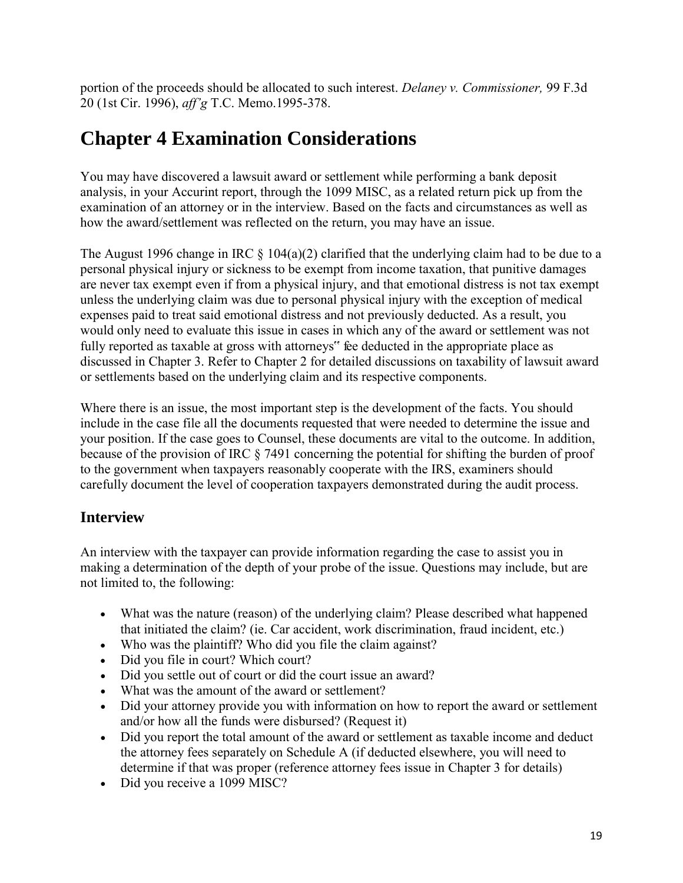portion of the proceeds should be allocated to such interest. *Delaney v. Commissioner,* 99 F.3d 20 (1st Cir. 1996), *aff'g* T.C. Memo.1995-378.

# Chapter 4 Examination Considerations

You may have discovered a lawsuit award or settlement while performing a bank deposit analysis, in your Accurint report, through the 1099 MISC, as a related return pick up from the examination of an attorney or in the interview. Based on the facts and circumstances as well as how the award/settlement was reflected on the return, you may have an issue.

The August 1996 change in IRC § 104(a)(2) clarified that the underlying claim had to be due to a personal physical injury or sickness to be exempt from income taxation, that punitive damages are never tax exempt even if from a physical injury, and that emotional distress is not tax exempt unless the underlying claim was due to personal physical injury with the exception of medical expenses paid to treat said emotional distress and not previously deducted. As a result, you would only need to evaluate this issue in cases in which any of the award or settlement was not fully reported as taxable at gross with attorneys‟ fee deducted in the appropriate place as discussed in Chapter 3. Refer to Chapter 2 for detailed discussions on taxability of lawsuit award or settlements based on the underlying claim and its respective components.

Where there is an issue, the most important step is the development of the facts. You should include in the case file all the documents requested that were needed to determine the issue and your position. If the case goes to Counsel, these documents are vital to the outcome. In addition, because of the provision of IRC § 7491 concerning the potential for shifting the burden of proof to the government when taxpayers reasonably cooperate with the IRS, examiners should carefully document the level of cooperation taxpayers demonstrated during the audit process.

## Interview

An interview with the taxpayer can provide information regarding the case to assist you in making a determination of the depth of your probe of the issue. Questions may include, but are not limited to, the following:

- What was the nature (reason) of the underlying claim? Please described what happened that initiated the claim? (ie. Car accident, work discrimination, fraud incident, etc.)
- Who was the plaintiff? Who did you file the claim against?
- Did you file in court? Which court?
- Did you settle out of court or did the court issue an award?
- What was the amount of the award or settlement?
- Did your attorney provide you with information on how to report the award or settlement and/or how all the funds were disbursed? (Request it)
- Did you report the total amount of the award or settlement as taxable income and deduct the attorney fees separately on Schedule A (if deducted elsewhere, you will need to determine if that was proper (reference attorney fees issue in Chapter 3 for details)
- Did you receive a 1099 MISC?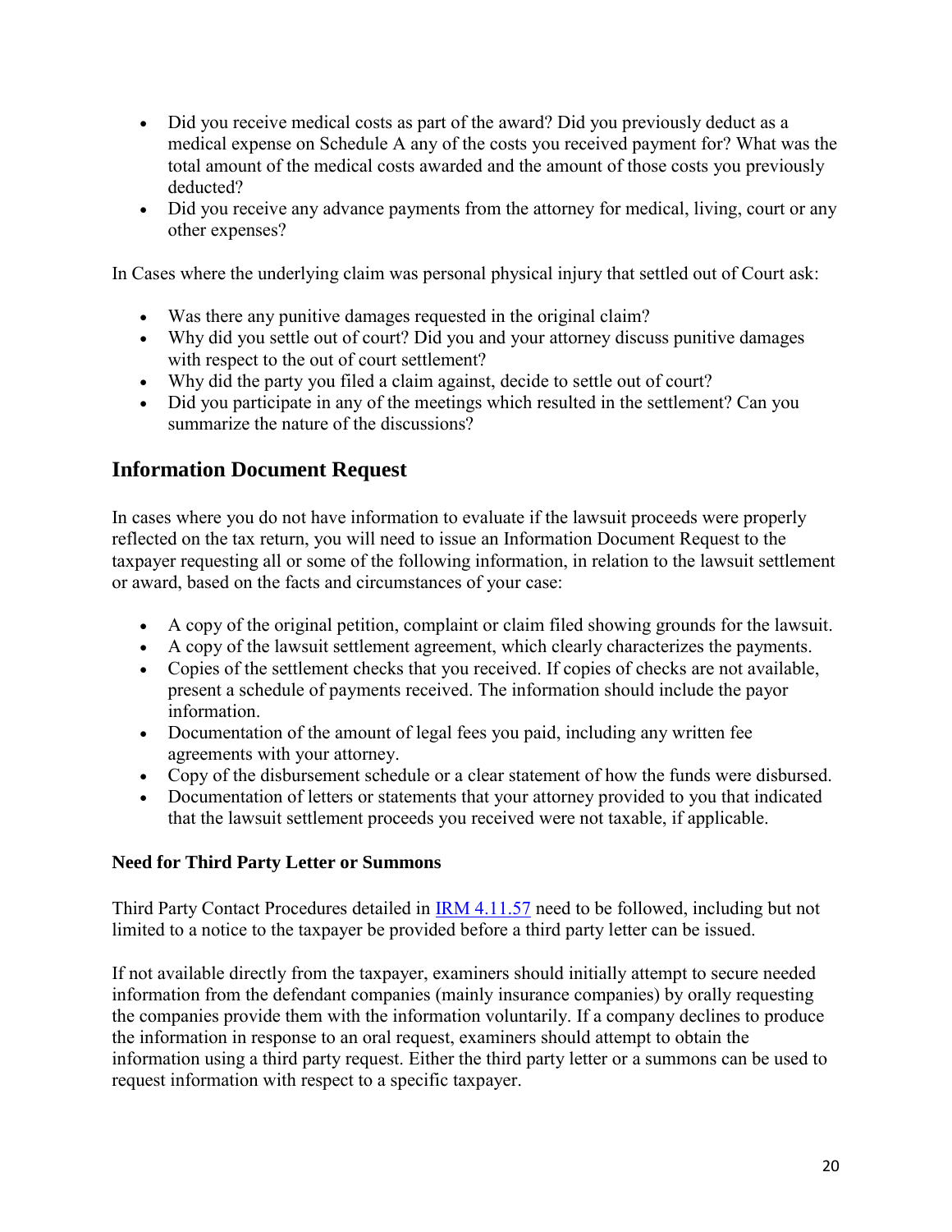- Did you receive medical costs as part of the award? Did you previously deduct as a medical expense on Schedule A any of the costs you received payment for? What was the total amount of the medical costs awarded and the amount of those costs you previously deducted?
- Did you receive any advance payments from the attorney for medical, living, court or any other expenses?

In Cases where the underlying claim was personal physical injury that settled out of Court ask:

- Was there any punitive damages requested in the original claim?
- Why did you settle out of court? Did you and your attorney discuss punitive damages with respect to the out of court settlement?
- Why did the party you filed a claim against, decide to settle out of court?
- Did you participate in any of the meetings which resulted in the settlement? Can you summarize the nature of the discussions?

## Information Document Request

In cases where you do not have information to evaluate if the lawsuit proceeds were properly reflected on the tax return, you will need to issue an Information Document Request to the taxpayer requesting all or some of the following information, in relation to the lawsuit settlement or award, based on the facts and circumstances of your case:

- A copy of the original petition, complaint or claim filed showing grounds for the lawsuit.
- A copy of the lawsuit settlement agreement, which clearly characterizes the payments.
- Copies of the settlement checks that you received. If copies of checks are not available, present a schedule of payments received. The information should include the payor information.
- Documentation of the amount of legal fees you paid, including any written fee agreements with your attorney.
- Copy of the disbursement schedule or a clear statement of how the funds were disbursed.
- Documentation of letters or statements that your attorney provided to you that indicated that the lawsuit settlement proceeds you received were not taxable, if applicable.

### Need for Third Party Letter or Summons

Third Party Contact Procedures detailed in IRM 4.11.57 need to be followed, including but not limited to a notice to the taxpayer be provided before a third party letter can be issued.

If not available directly from the taxpayer, examiners should initially attempt to secure needed information from the defendant companies (mainly insurance companies) by orally requesting the companies provide them with the information voluntarily. If a company declines to produce the information in response to an oral request, examiners should attempt to obtain the information using a third party request. Either the third party letter or a summons can be used to request information with respect to a specific taxpayer.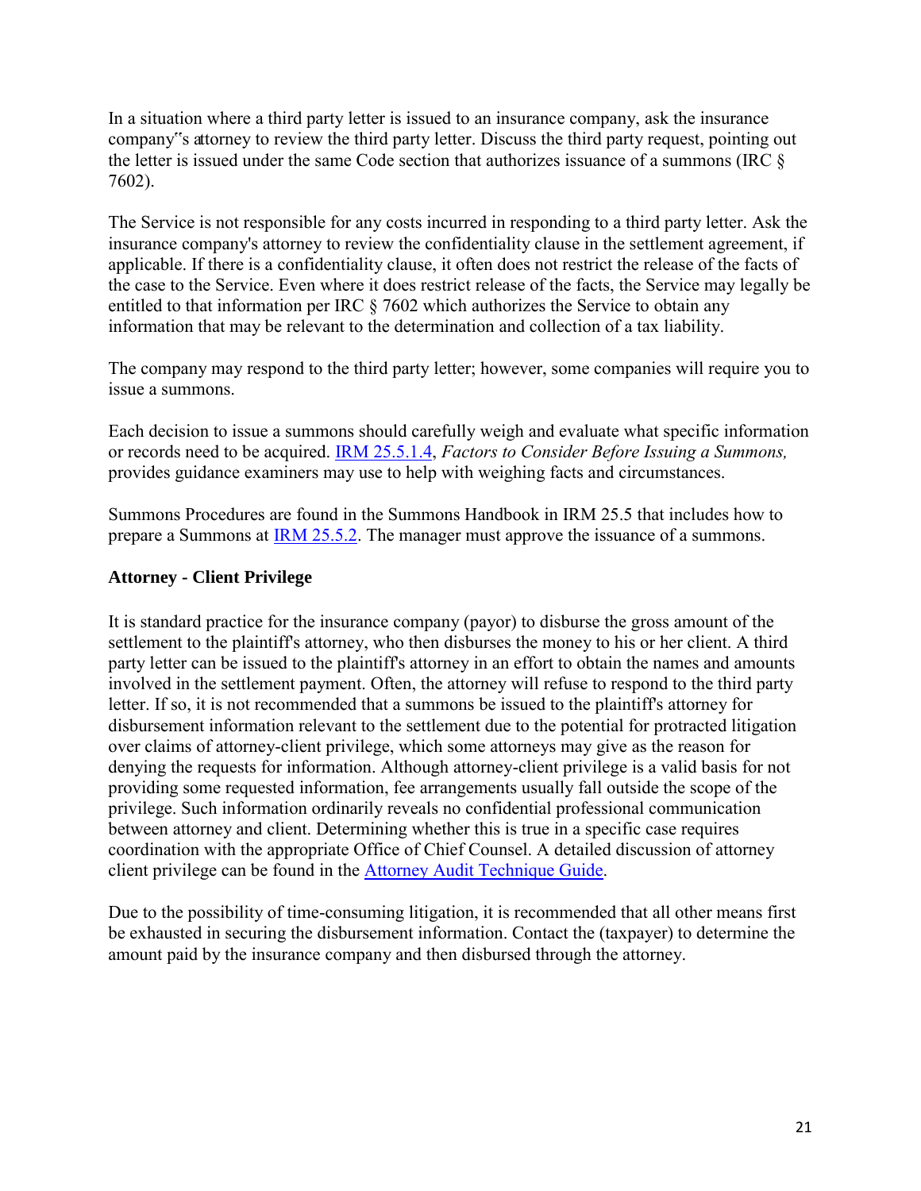In a situation where a third party letter is issued to an insurance company, ask the insurance company's attorney to review the third party letter. Discuss the third party request, pointing out the letter is issued under the same Code section that authorizes issuance of a summons (IRC § 7602).

The Service is not responsible for any costs incurred in responding to a third party letter. Ask the insurance company's attorney to review the confidentiality clause in the settlement agreement, if applicable. If there is a confidentiality clause, it often does not restrict the release of the facts of the case to the Service. Even where it does restrict release of the facts, the Service may legally be entitled to that information per IRC § 7602 which authorizes the Service to obtain any information that may be relevant to the determination and collection of a tax liability.

The company may respond to the third party letter; however, some companies will require you to issue a summons.

Each decision to issue a summons should carefully weigh and evaluate what specific information or records need to be acquired. IRM 25.5.1.4, *Factors to Consider Before Issuing a Summons,* provides guidance examiners may use to help with weighing facts and circumstances.

Summons Procedures are found in the Summons Handbook in IRM 25.5 that includes how to prepare a Summons at IRM 25.5.2. The manager must approve the issuance of a summons.

**Attorney - Client Privilege**

It is standard practice for the insurance company (payor) to disburse the gross amount of the settlement to the plaintiff's attorney, who then disburses the money to his or her client. A third party letter can be issued to the plaintiff's attorney in an effort to obtain the names and amounts involved in the settlement payment. Often, the attorney will refuse to respond to the third party letter. If so, it is not recommended that a summons be issued to the plaintiff's attorney for disbursement information relevant to the settlement due to the potential for protracted litigation over claims of attorney-client privilege, which some attorneys may give as the reason for denying the requests for information. Although attorney-client privilege is a valid basis for not providing some requested information, fee arrangements usually fall outside the scope of the privilege. Such information ordinarily reveals no confidential professional communication between attorney and client. Determining whether this is true in a specific case requires coordination with the appropriate Office of Chief Counsel. A detailed discussion of attorney client privilege can be found in the Attorney Audit Technique Guide.

Due to the possibility of time-consuming litigation, it is recommended that all other means first be exhausted in securing the disbursement information. Contact the (taxpayer) to determine the amount paid by the insurance company and then disbursed through the attorney.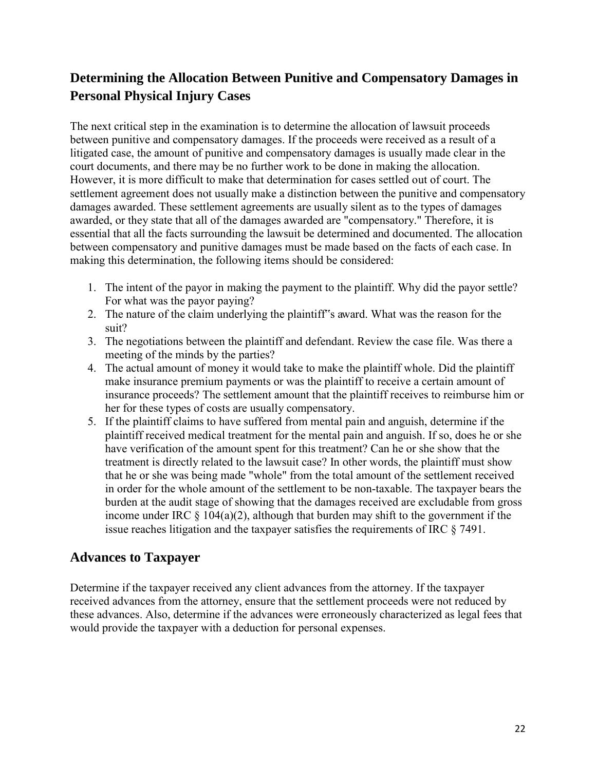## Determining the Allocation Between Punitive and Compensatory Damages in Personal Physical Injury Cases

The next critical step in the examination is to determine the allocation of lawsuit proceeds between punitive and compensatory damages. If the proceeds were received as a result of a litigated case, the amount of punitive and compensatory damages is usually made clear in the court documents, and there may be no further work to be done in making the allocation. However, it is more difficult to make that determination for cases settled out of court. The settlement agreement does not usually make a distinction between the punitive and compensatory damages awarded. These settlement agreements are usually silent as to the types of damages awarded, or they state that all of the damages awarded are "compensatory." Therefore, it is essential that all the facts surrounding the lawsuit be determined and documented. The allocation between compensatory and punitive damages must be made based on the facts of each case. In making this determination, the following items should be considered:

1. The intent of the payor in making the payment to the plaintiff. Why did the payor settle? For what was the payor paying?
2. The nature of the claim underlying the plaintiff"s award. What was the reason for the suit?
3. The negotiations between the plaintiff and defendant. Review the case file. Was there a meeting of the minds by the parties?
4. The actual amount of money it would take to make the plaintiff whole. Did the plaintiff make insurance premium payments or was the plaintiff to receive a certain amount of insurance proceeds? The settlement amount that the plaintiff receives to reimburse him or her for these types of costs are usually compensatory.
5. If the plaintiff claims to have suffered from mental pain and anguish, determine if the plaintiff received medical treatment for the mental pain and anguish. If so, does he or she have verification of the amount spent for this treatment? Can he or she show that the treatment is directly related to the lawsuit case? In other words, the plaintiff must show that he or she was being made "whole" from the total amount of the settlement received in order for the whole amount of the settlement to be non-taxable. The taxpayer bears the burden at the audit stage of showing that the damages received are excludable from gross income under IRC § 104(a)(2), although that burden may shift to the government if the issue reaches litigation and the taxpayer satisfies the requirements of IRC § 7491.

## Advances to Taxpayer

Determine if the taxpayer received any client advances from the attorney. If the taxpayer received advances from the attorney, ensure that the settlement proceeds were not reduced by these advances. Also, determine if the advances were erroneously characterized as legal fees that would provide the taxpayer with a deduction for personal expenses.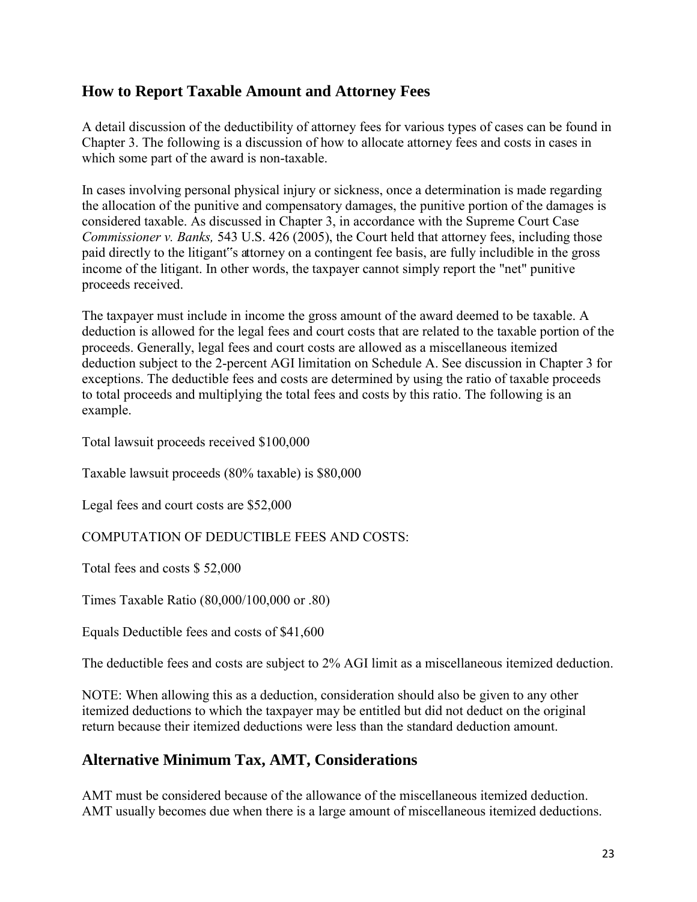## How to Report Taxable Amount and Attorney Fees

A detail discussion of the deductibility of attorney fees for various types of cases can be found in Chapter 3. The following is a discussion of how to allocate attorney fees and costs in cases in which some part of the award is non-taxable.

In cases involving personal physical injury or sickness, once a determination is made regarding the allocation of the punitive and compensatory damages, the punitive portion of the damages is considered taxable. As discussed in Chapter 3, in accordance with the Supreme Court Case *Commissioner v. Banks,* 543 U.S. 426 (2005), the Court held that attorney fees, including those paid directly to the litigant"s attorney on a contingent fee basis, are fully includible in the gross income of the litigant. In other words, the taxpayer cannot simply report the "net" punitive proceeds received.

The taxpayer must include in income the gross amount of the award deemed to be taxable. A deduction is allowed for the legal fees and court costs that are related to the taxable portion of the proceeds. Generally, legal fees and court costs are allowed as a miscellaneous itemized deduction subject to the 2-percent AGI limitation on Schedule A. See discussion in Chapter 3 for exceptions. The deductible fees and costs are determined by using the ratio of taxable proceeds to total proceeds and multiplying the total fees and costs by this ratio. The following is an example.

Total lawsuit proceeds received $100,000

Taxable lawsuit proceeds (80% taxable) is $80,000

Legal fees and court costs are $52,000

COMPUTATION OF DEDUCTIBLE FEES AND COSTS:

Total fees and costs $ 52,000

Times Taxable Ratio (80,000/100,000 or .80)

Equals Deductible fees and costs of $41,600

The deductible fees and costs are subject to 2% AGI limit as a miscellaneous itemized deduction.

NOTE: When allowing this as a deduction, consideration should also be given to any other itemized deductions to which the taxpayer may be entitled but did not deduct on the original return because their itemized deductions were less than the standard deduction amount.

## Alternative Minimum Tax, AMT, Considerations

AMT must be considered because of the allowance of the miscellaneous itemized deduction. AMT usually becomes due when there is a large amount of miscellaneous itemized deductions.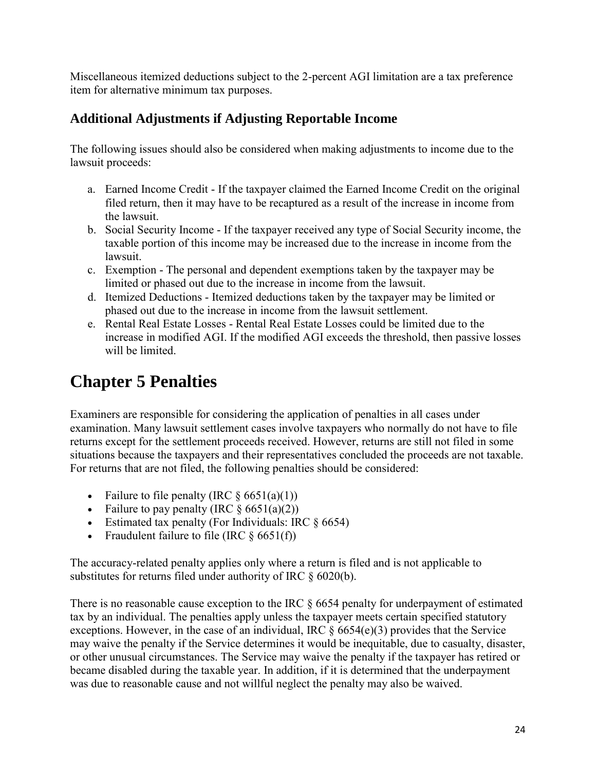Miscellaneous itemized deductions subject to the 2-percent AGI limitation are a tax preference item for alternative minimum tax purposes.

### Additional Adjustments if Adjusting Reportable Income

The following issues should also be considered when making adjustments to income due to the lawsuit proceeds:

a. Earned Income Credit - If the taxpayer claimed the Earned Income Credit on the original filed return, then it may have to be recaptured as a result of the increase in income from the lawsuit.
b. Social Security Income - If the taxpayer received any type of Social Security income, the taxable portion of this income may be increased due to the increase in income from the lawsuit.
c. Exemption - The personal and dependent exemptions taken by the taxpayer may be limited or phased out due to the increase in income from the lawsuit.
d. Itemized Deductions - Itemized deductions taken by the taxpayer may be limited or phased out due to the increase in income from the lawsuit settlement.
e. Rental Real Estate Losses - Rental Real Estate Losses could be limited due to the increase in modified AGI. If the modified AGI exceeds the threshold, then passive losses will be limited.

# Chapter 5 Penalties

Examiners are responsible for considering the application of penalties in all cases under examination. Many lawsuit settlement cases involve taxpayers who normally do not have to file returns except for the settlement proceeds received. However, returns are still not filed in some situations because the taxpayers and their representatives concluded the proceeds are not taxable. For returns that are not filed, the following penalties should be considered:

- Failure to file penalty (IRC § 6651(a)(1))
- Failure to pay penalty (IRC § 6651(a)(2))
- Estimated tax penalty (For Individuals: IRC § 6654)
- Fraudulent failure to file (IRC § 6651(f))

The accuracy-related penalty applies only where a return is filed and is not applicable to substitutes for returns filed under authority of IRC § 6020(b).

There is no reasonable cause exception to the IRC § 6654 penalty for underpayment of estimated tax by an individual. The penalties apply unless the taxpayer meets certain specified statutory exceptions. However, in the case of an individual, IRC § 6654(e)(3) provides that the Service may waive the penalty if the Service determines it would be inequitable, due to casualty, disaster, or other unusual circumstances. The Service may waive the penalty if the taxpayer has retired or became disabled during the taxable year. In addition, if it is determined that the underpayment was due to reasonable cause and not willful neglect the penalty may also be waived.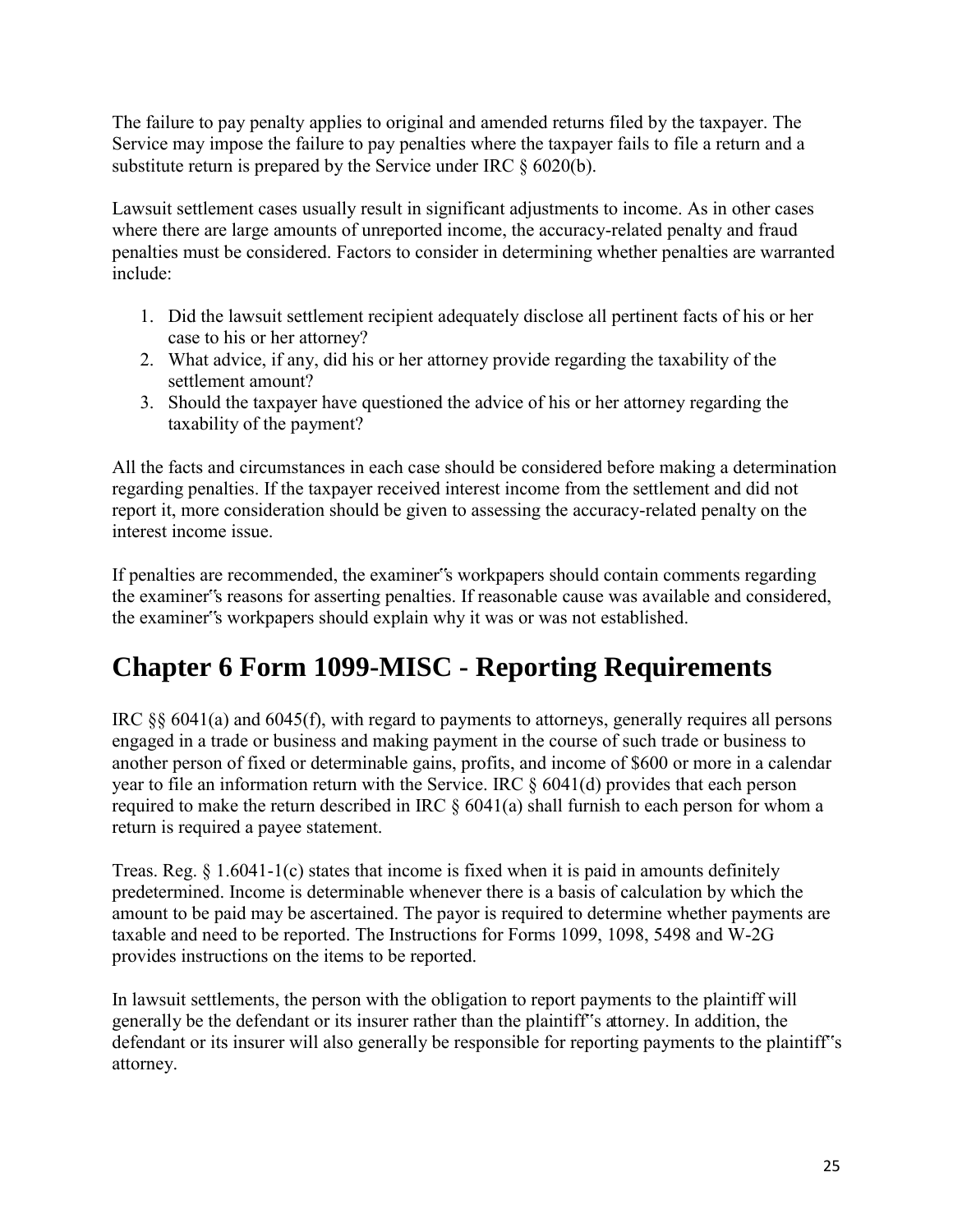The failure to pay penalty applies to original and amended returns filed by the taxpayer. The Service may impose the failure to pay penalties where the taxpayer fails to file a return and a substitute return is prepared by the Service under IRC § 6020(b).

Lawsuit settlement cases usually result in significant adjustments to income. As in other cases where there are large amounts of unreported income, the accuracy-related penalty and fraud penalties must be considered. Factors to consider in determining whether penalties are warranted include:

1. Did the lawsuit settlement recipient adequately disclose all pertinent facts of his or her case to his or her attorney?
2. What advice, if any, did his or her attorney provide regarding the taxability of the settlement amount?
3. Should the taxpayer have questioned the advice of his or her attorney regarding the taxability of the payment?

All the facts and circumstances in each case should be considered before making a determination regarding penalties. If the taxpayer received interest income from the settlement and did not report it, more consideration should be given to assessing the accuracy-related penalty on the interest income issue.

If penalties are recommended, the examiner's workpapers should contain comments regarding the examiner's reasons for asserting penalties. If reasonable cause was available and considered, the examiner's workpapers should explain why it was or was not established.

# Chapter 6 Form 1099-MISC - Reporting Requirements

IRC §§ 6041(a) and 6045(f), with regard to payments to attorneys, generally requires all persons engaged in a trade or business and making payment in the course of such trade or business to another person of fixed or determinable gains, profits, and income of $600 or more in a calendar year to file an information return with the Service. IRC § 6041(d) provides that each person required to make the return described in IRC § 6041(a) shall furnish to each person for whom a return is required a payee statement.

Treas. Reg. § 1.6041-1(c) states that income is fixed when it is paid in amounts definitely predetermined. Income is determinable whenever there is a basis of calculation by which the amount to be paid may be ascertained. The payor is required to determine whether payments are taxable and need to be reported. The Instructions for Forms 1099, 1098, 5498 and W-2G provides instructions on the items to be reported.

In lawsuit settlements, the person with the obligation to report payments to the plaintiff will generally be the defendant or its insurer rather than the plaintiff's attorney. In addition, the defendant or its insurer will also generally be responsible for reporting payments to the plaintiff's attorney.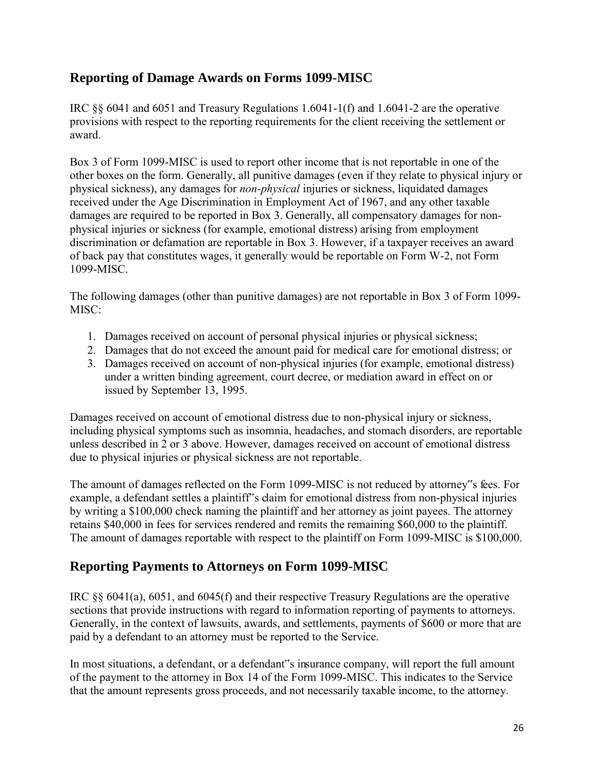## Reporting of Damage Awards on Forms 1099-MISC

IRC §§ 6041 and 6051 and Treasury Regulations 1.6041-1(f) and 1.6041-2 are the operative provisions with respect to the reporting requirements for the client receiving the settlement or award.

Box 3 of Form 1099-MISC is used to report other income that is not reportable in one of the other boxes on the form. Generally, all punitive damages (even if they relate to physical injury or physical sickness), any damages for *non-physical* injuries or sickness, liquidated damages received under the Age Discrimination in Employment Act of 1967, and any other taxable damages are required to be reported in Box 3. Generally, all compensatory damages for non-physical injuries or sickness (for example, emotional distress) arising from employment discrimination or defamation are reportable in Box 3. However, if a taxpayer receives an award of back pay that constitutes wages, it generally would be reportable on Form W-2, not Form 1099-MISC.

The following damages (other than punitive damages) are not reportable in Box 3 of Form 1099-MISC:

1. Damages received on account of personal physical injuries or physical sickness;
2. Damages that do not exceed the amount paid for medical care for emotional distress; or
3. Damages received on account of non-physical injuries (for example, emotional distress) under a written binding agreement, court decree, or mediation award in effect on or issued by September 13, 1995.

Damages received on account of emotional distress due to non-physical injury or sickness, including physical symptoms such as insomnia, headaches, and stomach disorders, are reportable unless described in 2 or 3 above. However, damages received on account of emotional distress due to physical injuries or physical sickness are not reportable.

The amount of damages reflected on the Form 1099-MISC is not reduced by attorney"s fees. For example, a defendant settles a plaintiff"s claim for emotional distress from non-physical injuries by writing a $100,000 check naming the plaintiff and her attorney as joint payees. The attorney retains $40,000 in fees for services rendered and remits the remaining $60,000 to the plaintiff. The amount of damages reportable with respect to the plaintiff on Form 1099-MISC is $100,000.

## Reporting Payments to Attorneys on Form 1099-MISC

IRC §§ 6041(a), 6051, and 6045(f) and their respective Treasury Regulations are the operative sections that provide instructions with regard to information reporting of payments to attorneys. Generally, in the context of lawsuits, awards, and settlements, payments of $600 or more that are paid by a defendant to an attorney must be reported to the Service.

In most situations, a defendant, or a defendant"s insurance company, will report the full amount of the payment to the attorney in Box 14 of the Form 1099-MISC. This indicates to the Service that the amount represents gross proceeds, and not necessarily taxable income, to the attorney.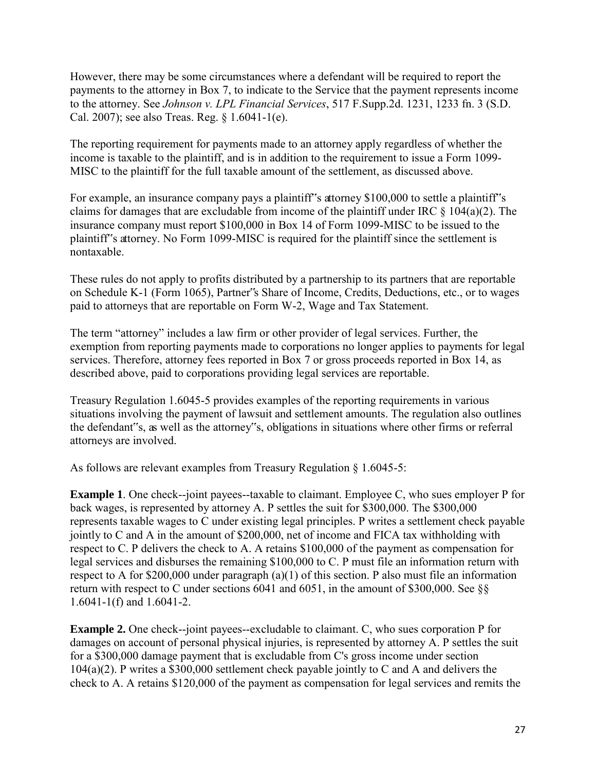However, there may be some circumstances where a defendant will be required to report the payments to the attorney in Box 7, to indicate to the Service that the payment represents income to the attorney. See *Johnson v. LPL Financial Services*, 517 F.Supp.2d. 1231, 1233 fn. 3 (S.D. Cal. 2007); see also Treas. Reg. § 1.6041-1(e).

The reporting requirement for payments made to an attorney apply regardless of whether the income is taxable to the plaintiff, and is in addition to the requirement to issue a Form 1099-MISC to the plaintiff for the full taxable amount of the settlement, as discussed above.

For example, an insurance company pays a plaintiff"s attorney \$100,000 to settle a plaintiff"s claims for damages that are excludable from income of the plaintiff under IRC § 104(a)(2). The insurance company must report \$100,000 in Box 14 of Form 1099-MISC to be issued to the plaintiff"s attorney. No Form 1099-MISC is required for the plaintiff since the settlement is nontaxable.

These rules do not apply to profits distributed by a partnership to its partners that are reportable on Schedule K-1 (Form 1065), Partner"s Share of Income, Credits, Deductions, etc., or to wages paid to attorneys that are reportable on Form W-2, Wage and Tax Statement.

The term "attorney" includes a law firm or other provider of legal services. Further, the exemption from reporting payments made to corporations no longer applies to payments for legal services. Therefore, attorney fees reported in Box 7 or gross proceeds reported in Box 14, as described above, paid to corporations providing legal services are reportable.

Treasury Regulation 1.6045-5 provides examples of the reporting requirements in various situations involving the payment of lawsuit and settlement amounts. The regulation also outlines the defendant"s, as well as the attorney"s, obligations in situations where other firms or referral attorneys are involved.

As follows are relevant examples from Treasury Regulation § 1.6045-5:

**Example 1**. One check--joint payees--taxable to claimant. Employee C, who sues employer P for back wages, is represented by attorney A. P settles the suit for \$300,000. The \$300,000 represents taxable wages to C under existing legal principles. P writes a settlement check payable jointly to C and A in the amount of \$200,000, net of income and FICA tax withholding with respect to C. P delivers the check to A. A retains \$100,000 of the payment as compensation for legal services and disburses the remaining \$100,000 to C. P must file an information return with respect to A for \$200,000 under paragraph (a)(1) of this section. P also must file an information return with respect to C under sections 6041 and 6051, in the amount of \$300,000. See §§ 1.6041-1(f) and 1.6041-2.

**Example 2.** One check--joint payees--excludable to claimant. C, who sues corporation P for damages on account of personal physical injuries, is represented by attorney A. P settles the suit for a \$300,000 damage payment that is excludable from C's gross income under section 104(a)(2). P writes a \$300,000 settlement check payable jointly to C and A and delivers the check to A. A retains \$120,000 of the payment as compensation for legal services and remits the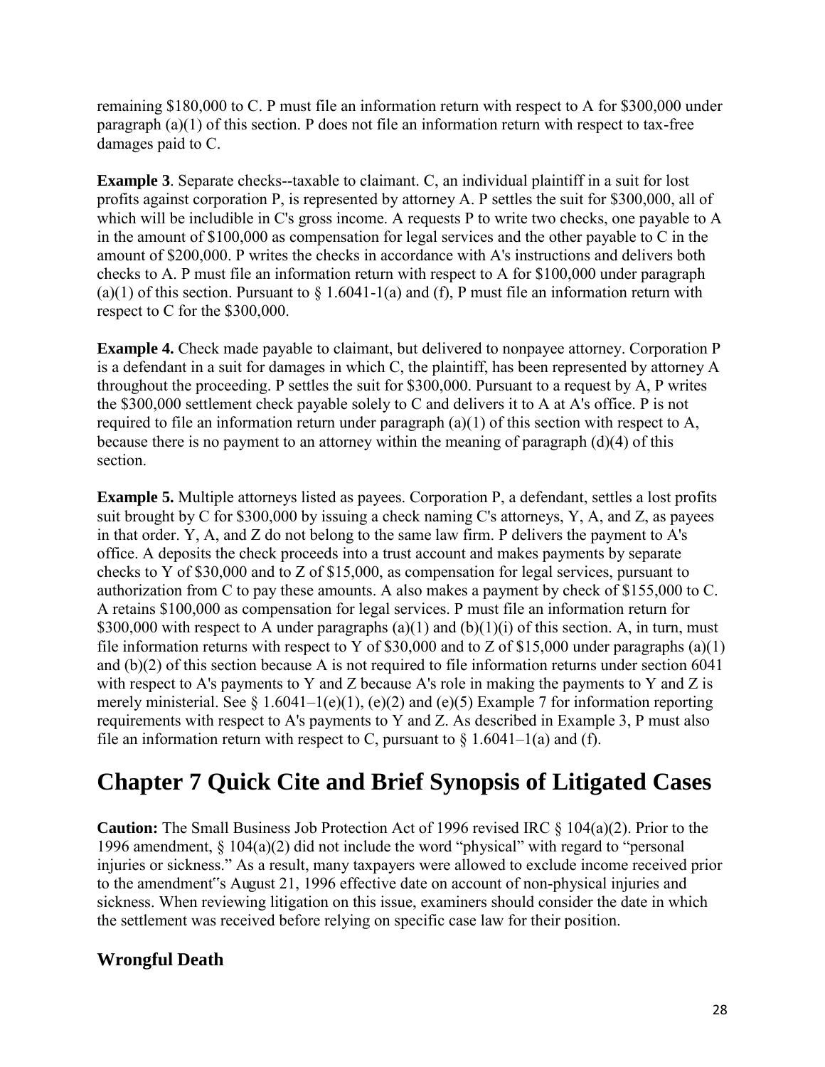remaining $180,000 to C. P must file an information return with respect to A for $300,000 under paragraph (a)(1) of this section. P does not file an information return with respect to tax-free damages paid to C.

**Example 3**. Separate checks--taxable to claimant. C, an individual plaintiff in a suit for lost profits against corporation P, is represented by attorney A. P settles the suit for $300,000, all of which will be includible in C's gross income. A requests P to write two checks, one payable to A in the amount of $100,000 as compensation for legal services and the other payable to C in the amount of $200,000. P writes the checks in accordance with A's instructions and delivers both checks to A. P must file an information return with respect to A for $100,000 under paragraph (a)(1) of this section. Pursuant to § 1.6041-1(a) and (f), P must file an information return with respect to C for the $300,000.

**Example 4.** Check made payable to claimant, but delivered to nonpayee attorney. Corporation P is a defendant in a suit for damages in which C, the plaintiff, has been represented by attorney A throughout the proceeding. P settles the suit for $300,000. Pursuant to a request by A, P writes the $300,000 settlement check payable solely to C and delivers it to A at A's office. P is not required to file an information return under paragraph (a)(1) of this section with respect to A, because there is no payment to an attorney within the meaning of paragraph (d)(4) of this section.

**Example 5.** Multiple attorneys listed as payees. Corporation P, a defendant, settles a lost profits suit brought by C for $300,000 by issuing a check naming C's attorneys, Y, A, and Z, as payees in that order. Y, A, and Z do not belong to the same law firm. P delivers the payment to A's office. A deposits the check proceeds into a trust account and makes payments by separate checks to Y of $30,000 and to Z of $15,000, as compensation for legal services, pursuant to authorization from C to pay these amounts. A also makes a payment by check of $155,000 to C. A retains $100,000 as compensation for legal services. P must file an information return for $300,000 with respect to A under paragraphs (a)(1) and (b)(1)(i) of this section. A, in turn, must file information returns with respect to Y of $30,000 and to Z of $15,000 under paragraphs (a)(1) and (b)(2) of this section because A is not required to file information returns under section 6041 with respect to A's payments to Y and Z because A's role in making the payments to Y and Z is merely ministerial. See § 1.6041–1(e)(1), (e)(2) and (e)(5) Example 7 for information reporting requirements with respect to A's payments to Y and Z. As described in Example 3, P must also file an information return with respect to C, pursuant to § 1.6041–1(a) and (f).

# Chapter 7 Quick Cite and Brief Synopsis of Litigated Cases

**Caution:** The Small Business Job Protection Act of 1996 revised IRC § 104(a)(2). Prior to the 1996 amendment, § 104(a)(2) did not include the word "physical" with regard to "personal injuries or sickness." As a result, many taxpayers were allowed to exclude income received prior to the amendment"s August 21, 1996 effective date on account of non-physical injuries and sickness. When reviewing litigation on this issue, examiners should consider the date in which the settlement was received before relying on specific case law for their position.

## Wrongful Death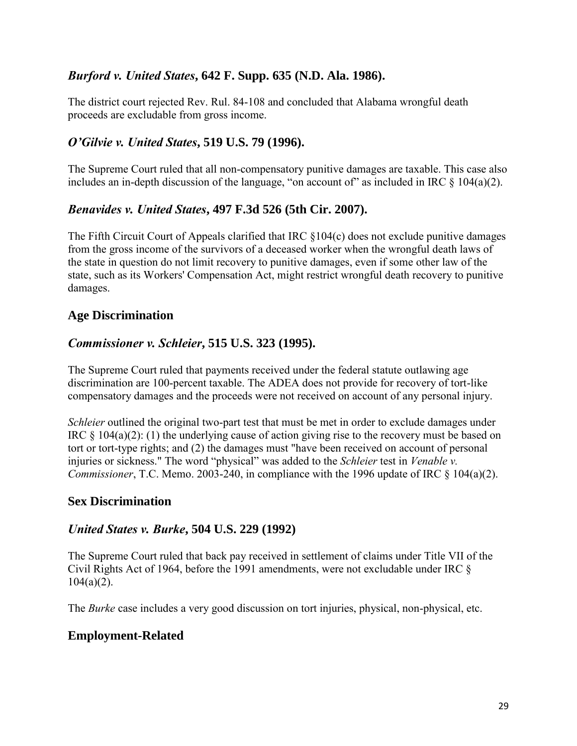### *Burford v. United States*, 642 F. Supp. 635 (N.D. Ala. 1986).

The district court rejected Rev. Rul. 84-108 and concluded that Alabama wrongful death proceeds are excludable from gross income.

### *O'Gilvie v. United States*, 519 U.S. 79 (1996).

The Supreme Court ruled that all non-compensatory punitive damages are taxable. This case also includes an in-depth discussion of the language, "on account of" as included in IRC § 104(a)(2).

### *Benavides v. United States*, 497 F.3d 526 (5th Cir. 2007).

The Fifth Circuit Court of Appeals clarified that IRC §104(c) does not exclude punitive damages from the gross income of the survivors of a deceased worker when the wrongful death laws of the state in question do not limit recovery to punitive damages, even if some other law of the state, such as its Workers' Compensation Act, might restrict wrongful death recovery to punitive damages.

## Age Discrimination

### *Commissioner v. Schleier*, 515 U.S. 323 (1995).

The Supreme Court ruled that payments received under the federal statute outlawing age discrimination are 100-percent taxable. The ADEA does not provide for recovery of tort-like compensatory damages and the proceeds were not received on account of any personal injury.

*Schleier* outlined the original two-part test that must be met in order to exclude damages under IRC § 104(a)(2): (1) the underlying cause of action giving rise to the recovery must be based on tort or tort-type rights; and (2) the damages must "have been received on account of personal injuries or sickness." The word "physical" was added to the *Schleier* test in *Venable v. Commissioner*, T.C. Memo. 2003-240, in compliance with the 1996 update of IRC § 104(a)(2).

## Sex Discrimination

### *United States v. Burke*, 504 U.S. 229 (1992)

The Supreme Court ruled that back pay received in settlement of claims under Title VII of the Civil Rights Act of 1964, before the 1991 amendments, were not excludable under IRC § 104(a)(2).

The *Burke* case includes a very good discussion on tort injuries, physical, non-physical, etc.

## Employment-Related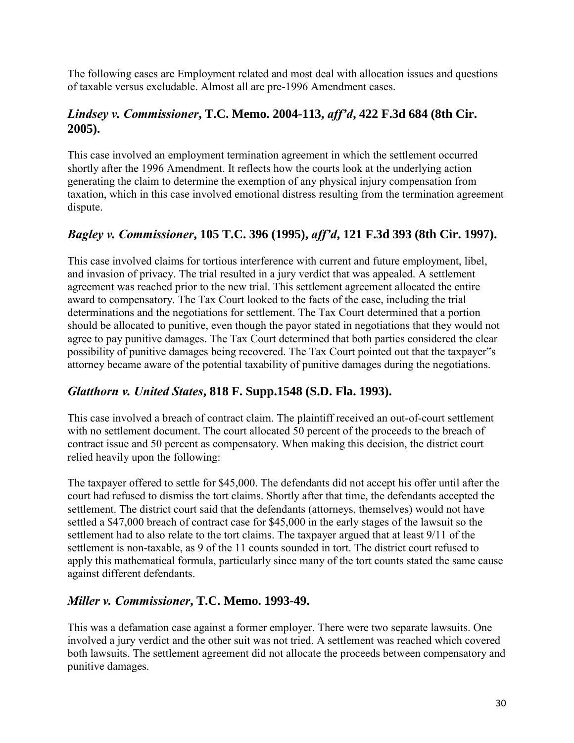The following cases are Employment related and most deal with allocation issues and questions of taxable versus excludable. Almost all are pre-1996 Amendment cases.

### *Lindsey v. Commissioner***, T.C. Memo. 2004-113,** ***aff'd*****, 422 F.3d 684 (8th Cir. 2005).**

This case involved an employment termination agreement in which the settlement occurred shortly after the 1996 Amendment. It reflects how the courts look at the underlying action generating the claim to determine the exemption of any physical injury compensation from taxation, which in this case involved emotional distress resulting from the termination agreement dispute.

### *Bagley v. Commissioner***, 105 T.C. 396 (1995),** ***aff'd*****, 121 F.3d 393 (8th Cir. 1997).**

This case involved claims for tortious interference with current and future employment, libel, and invasion of privacy. The trial resulted in a jury verdict that was appealed. A settlement agreement was reached prior to the new trial. This settlement agreement allocated the entire award to compensatory. The Tax Court looked to the facts of the case, including the trial determinations and the negotiations for settlement. The Tax Court determined that a portion should be allocated to punitive, even though the payor stated in negotiations that they would not agree to pay punitive damages. The Tax Court determined that both parties considered the clear possibility of punitive damages being recovered. The Tax Court pointed out that the taxpayer"s attorney became aware of the potential taxability of punitive damages during the negotiations.

### *Glatthorn v. United States***, 818 F. Supp.1548 (S.D. Fla. 1993).**

This case involved a breach of contract claim. The plaintiff received an out-of-court settlement with no settlement document. The court allocated 50 percent of the proceeds to the breach of contract issue and 50 percent as compensatory. When making this decision, the district court relied heavily upon the following:

The taxpayer offered to settle for $45,000. The defendants did not accept his offer until after the court had refused to dismiss the tort claims. Shortly after that time, the defendants accepted the settlement. The district court said that the defendants (attorneys, themselves) would not have settled a $47,000 breach of contract case for $45,000 in the early stages of the lawsuit so the settlement had to also relate to the tort claims. The taxpayer argued that at least 9/11 of the settlement is non-taxable, as 9 of the 11 counts sounded in tort. The district court refused to apply this mathematical formula, particularly since many of the tort counts stated the same cause against different defendants.

### *Miller v. Commissioner***, T.C. Memo. 1993-49.**

This was a defamation case against a former employer. There were two separate lawsuits. One involved a jury verdict and the other suit was not tried. A settlement was reached which covered both lawsuits. The settlement agreement did not allocate the proceeds between compensatory and punitive damages.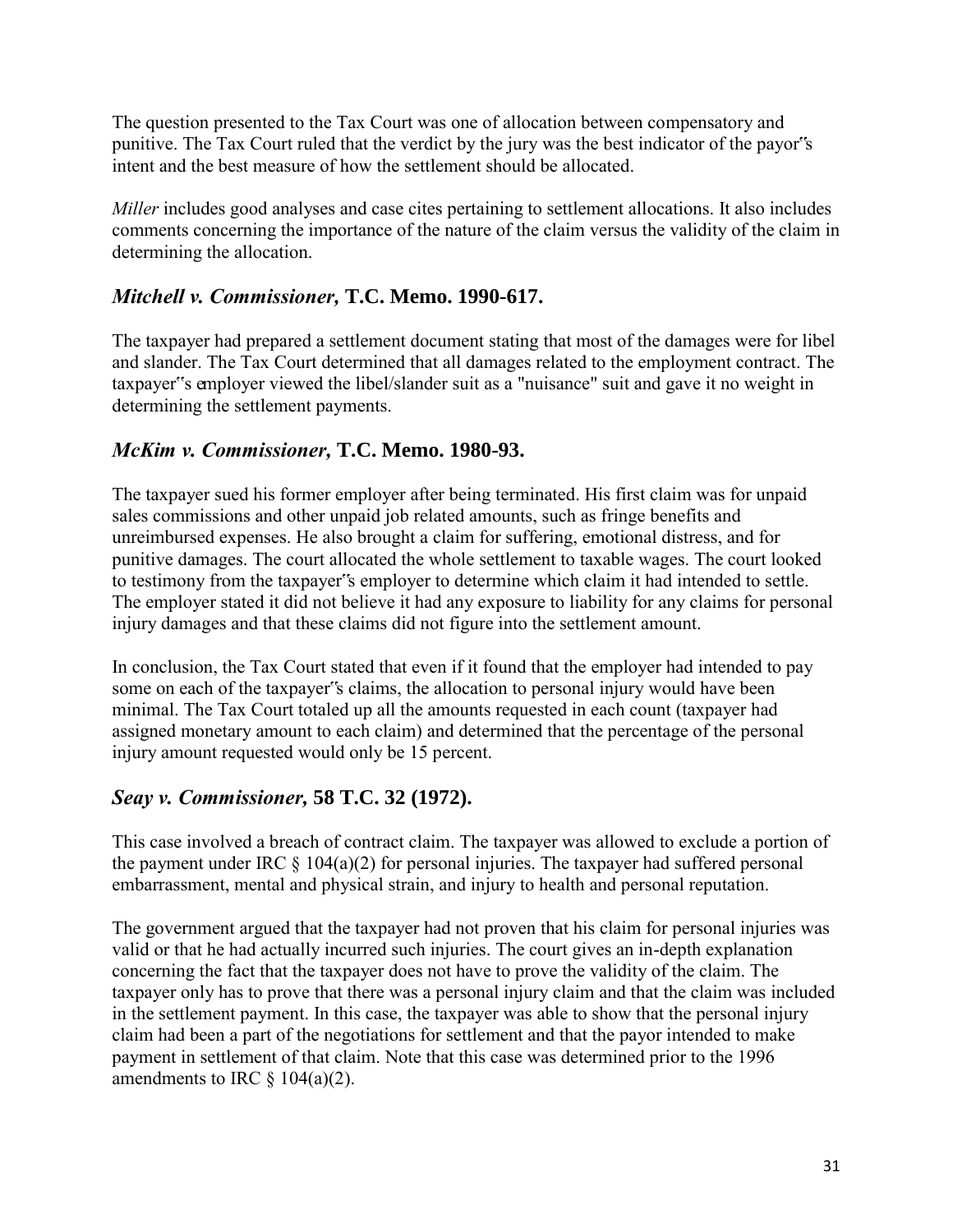The question presented to the Tax Court was one of allocation between compensatory and punitive. The Tax Court ruled that the verdict by the jury was the best indicator of the payor‟s intent and the best measure of how the settlement should be allocated.

*Miller* includes good analyses and case cites pertaining to settlement allocations. It also includes comments concerning the importance of the nature of the claim versus the validity of the claim in determining the allocation.

### *Mitchell v. Commissioner,* T.C. Memo. 1990-617.

The taxpayer had prepared a settlement document stating that most of the damages were for libel and slander. The Tax Court determined that all damages related to the employment contract. The taxpayer‟s employer viewed the libel/slander suit as a "nuisance" suit and gave it no weight in determining the settlement payments.

### *McKim v. Commissioner,* T.C. Memo. 1980-93.

The taxpayer sued his former employer after being terminated. His first claim was for unpaid sales commissions and other unpaid job related amounts, such as fringe benefits and unreimbursed expenses. He also brought a claim for suffering, emotional distress, and for punitive damages. The court allocated the whole settlement to taxable wages. The court looked to testimony from the taxpayer‟s employer to determine which claim it had intended to settle. The employer stated it did not believe it had any exposure to liability for any claims for personal injury damages and that these claims did not figure into the settlement amount.

In conclusion, the Tax Court stated that even if it found that the employer had intended to pay some on each of the taxpayer‟s claims, the allocation to personal injury would have been minimal. The Tax Court totaled up all the amounts requested in each count (taxpayer had assigned monetary amount to each claim) and determined that the percentage of the personal injury amount requested would only be 15 percent.

### *Seay v. Commissioner,* 58 T.C. 32 (1972).

This case involved a breach of contract claim. The taxpayer was allowed to exclude a portion of the payment under IRC § 104(a)(2) for personal injuries. The taxpayer had suffered personal embarrassment, mental and physical strain, and injury to health and personal reputation.

The government argued that the taxpayer had not proven that his claim for personal injuries was valid or that he had actually incurred such injuries. The court gives an in-depth explanation concerning the fact that the taxpayer does not have to prove the validity of the claim. The taxpayer only has to prove that there was a personal injury claim and that the claim was included in the settlement payment. In this case, the taxpayer was able to show that the personal injury claim had been a part of the negotiations for settlement and that the payor intended to make payment in settlement of that claim. Note that this case was determined prior to the 1996 amendments to IRC § 104(a)(2).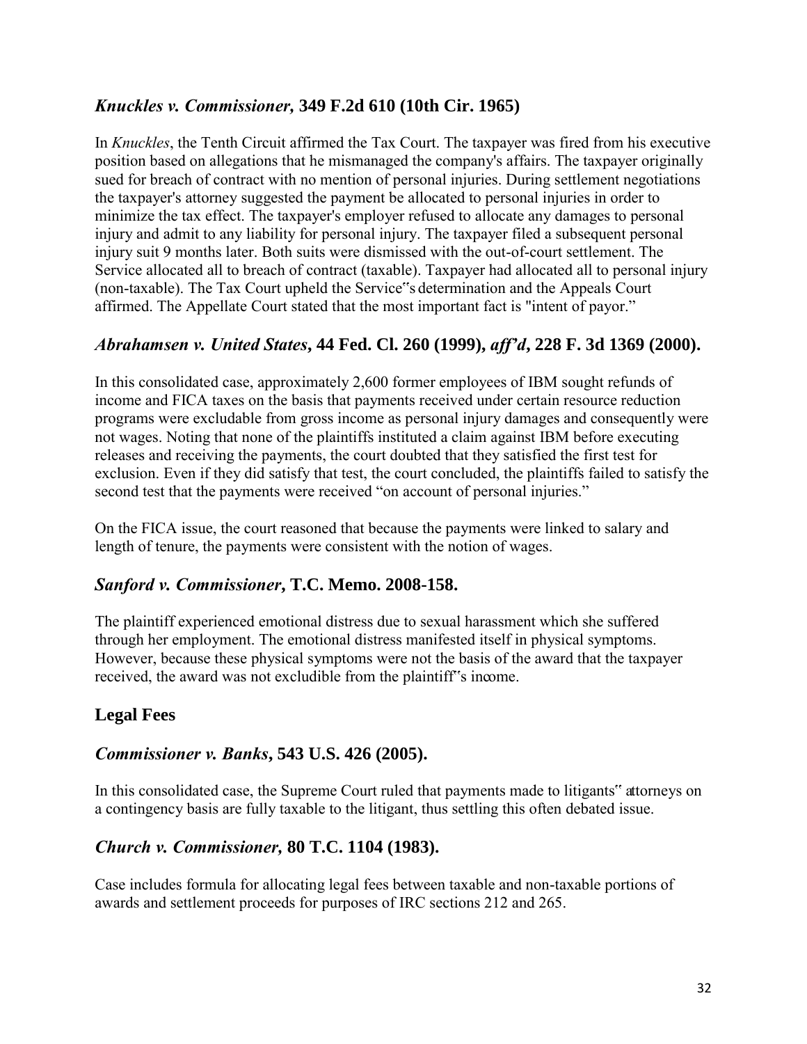### *Knuckles v. Commissioner,* 349 F.2d 610 (10th Cir. 1965)

In *Knuckles*, the Tenth Circuit affirmed the Tax Court. The taxpayer was fired from his executive position based on allegations that he mismanaged the company's affairs. The taxpayer originally sued for breach of contract with no mention of personal injuries. During settlement negotiations the taxpayer's attorney suggested the payment be allocated to personal injuries in order to minimize the tax effect. The taxpayer's employer refused to allocate any damages to personal injury and admit to any liability for personal injury. The taxpayer filed a subsequent personal injury suit 9 months later. Both suits were dismissed with the out-of-court settlement. The Service allocated all to breach of contract (taxable). Taxpayer had allocated all to personal injury (non-taxable). The Tax Court upheld the Service"s determination and the Appeals Court affirmed. The Appellate Court stated that the most important fact is "intent of payor."

### *Abrahamsen v. United States*, 44 Fed. Cl. 260 (1999), *aff'd*, 228 F. 3d 1369 (2000).

In this consolidated case, approximately 2,600 former employees of IBM sought refunds of income and FICA taxes on the basis that payments received under certain resource reduction programs were excludable from gross income as personal injury damages and consequently were not wages. Noting that none of the plaintiffs instituted a claim against IBM before executing releases and receiving the payments, the court doubted that they satisfied the first test for exclusion. Even if they did satisfy that test, the court concluded, the plaintiffs failed to satisfy the second test that the payments were received "on account of personal injuries."

On the FICA issue, the court reasoned that because the payments were linked to salary and length of tenure, the payments were consistent with the notion of wages.

### *Sanford v. Commissioner*, T.C. Memo. 2008-158.

The plaintiff experienced emotional distress due to sexual harassment which she suffered through her employment. The emotional distress manifested itself in physical symptoms. However, because these physical symptoms were not the basis of the award that the taxpayer received, the award was not excludible from the plaintiff"s income.

## Legal Fees

### *Commissioner v. Banks*, 543 U.S. 426 (2005).

In this consolidated case, the Supreme Court ruled that payments made to litigants" attorneys on a contingency basis are fully taxable to the litigant, thus settling this often debated issue.

### *Church v. Commissioner,* 80 T.C. 1104 (1983).

Case includes formula for allocating legal fees between taxable and non-taxable portions of awards and settlement proceeds for purposes of IRC sections 212 and 265.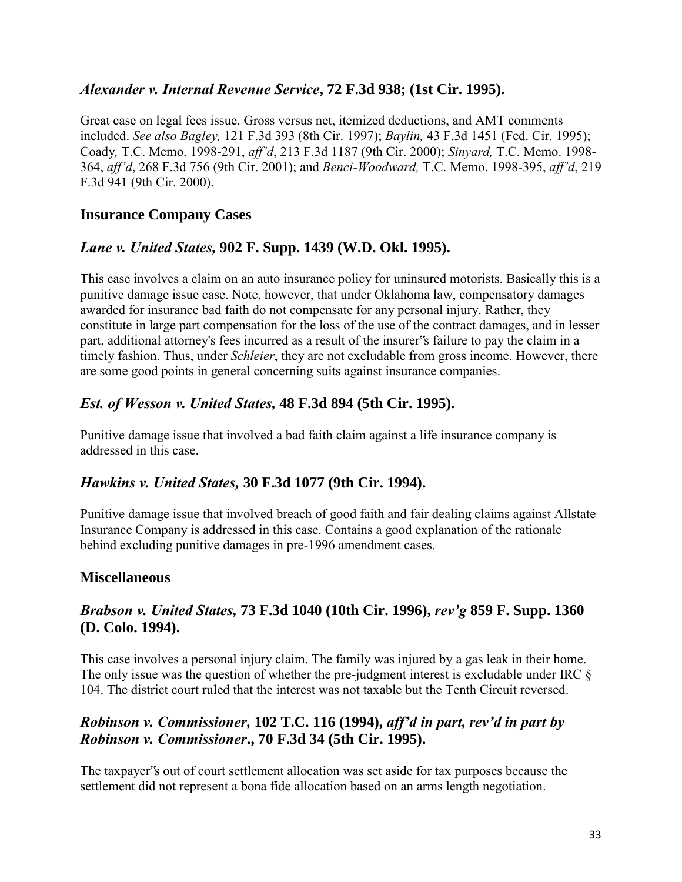### *Alexander v. Internal Revenue Service*, 72 F.3d 938; (1st Cir. 1995).

Great case on legal fees issue. Gross versus net, itemized deductions, and AMT comments included. *See also Bagley,* 121 F.3d 393 (8th Cir. 1997); *Baylin,* 43 F.3d 1451 (Fed. Cir. 1995); Coady*,* T.C. Memo. 1998-291, *aff'd*, 213 F.3d 1187 (9th Cir. 2000); *Sinyard,* T.C. Memo. 1998-364, *aff'd*, 268 F.3d 756 (9th Cir. 2001); and *Benci-Woodward,* T.C. Memo. 1998-395, *aff'd*, 219 F.3d 941 (9th Cir. 2000).

## Insurance Company Cases

### *Lane v. United States,* 902 F. Supp. 1439 (W.D. Okl. 1995).

This case involves a claim on an auto insurance policy for uninsured motorists. Basically this is a punitive damage issue case. Note, however, that under Oklahoma law, compensatory damages awarded for insurance bad faith do not compensate for any personal injury. Rather, they constitute in large part compensation for the loss of the use of the contract damages, and in lesser part, additional attorney's fees incurred as a result of the insurer"s failure to pay the claim in a timely fashion. Thus, under *Schleier*, they are not excludable from gross income. However, there are some good points in general concerning suits against insurance companies.

### *Est. of Wesson v. United States,* 48 F.3d 894 (5th Cir. 1995).

Punitive damage issue that involved a bad faith claim against a life insurance company is addressed in this case.

### *Hawkins v. United States,* 30 F.3d 1077 (9th Cir. 1994).

Punitive damage issue that involved breach of good faith and fair dealing claims against Allstate Insurance Company is addressed in this case. Contains a good explanation of the rationale behind excluding punitive damages in pre-1996 amendment cases.

## Miscellaneous

### *Brabson v. United States,* 73 F.3d 1040 (10th Cir. 1996), *rev'g* 859 F. Supp. 1360 (D. Colo. 1994).

This case involves a personal injury claim. The family was injured by a gas leak in their home. The only issue was the question of whether the pre-judgment interest is excludable under IRC § 104. The district court ruled that the interest was not taxable but the Tenth Circuit reversed.

### *Robinson v. Commissioner,* 102 T.C. 116 (1994), *aff'd in part, rev'd in part by Robinson v. Commissioner*., 70 F.3d 34 (5th Cir. 1995).

The taxpayer"s out of court settlement allocation was set aside for tax purposes because the settlement did not represent a bona fide allocation based on an arms length negotiation.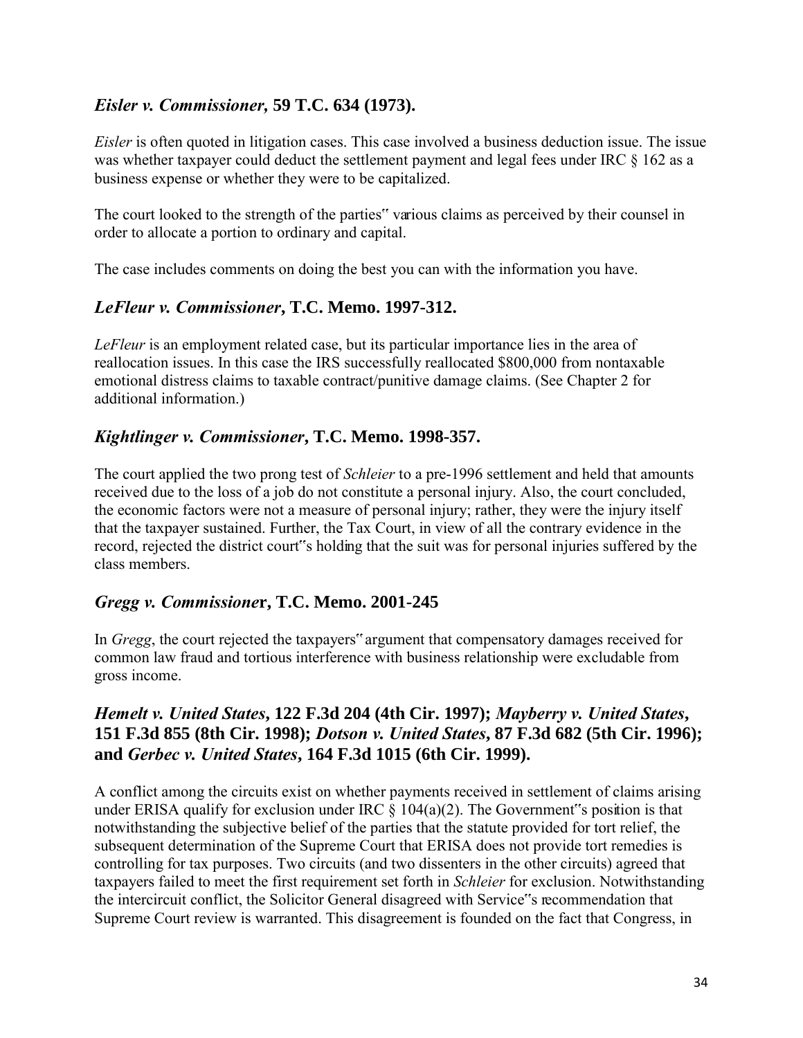### *Eisler v. Commissioner,* 59 T.C. 634 (1973).

*Eisler* is often quoted in litigation cases. This case involved a business deduction issue. The issue was whether taxpayer could deduct the settlement payment and legal fees under IRC § 162 as a business expense or whether they were to be capitalized.

The court looked to the strength of the parties" various claims as perceived by their counsel in order to allocate a portion to ordinary and capital.

The case includes comments on doing the best you can with the information you have.

### *LeFleur v. Commissioner,* T.C. Memo. 1997-312.

*LeFleur* is an employment related case, but its particular importance lies in the area of reallocation issues. In this case the IRS successfully reallocated $800,000 from nontaxable emotional distress claims to taxable contract/punitive damage claims. (See Chapter 2 for additional information.)

### *Kightlinger v. Commissioner,* T.C. Memo. 1998-357.

The court applied the two prong test of *Schleier* to a pre-1996 settlement and held that amounts received due to the loss of a job do not constitute a personal injury. Also, the court concluded, the economic factors were not a measure of personal injury; rather, they were the injury itself that the taxpayer sustained. Further, the Tax Court, in view of all the contrary evidence in the record, rejected the district court"s holding that the suit was for personal injuries suffered by the class members.

### *Gregg v. Commissioner,* T.C. Memo. 2001-245

In *Gregg*, the court rejected the taxpayers" argument that compensatory damages received for common law fraud and tortious interference with business relationship were excludable from gross income.

### *Hemelt v. United States,* 122 F.3d 204 (4th Cir. 1997); *Mayberry v. United States,* 151 F.3d 855 (8th Cir. 1998); *Dotson v. United States,* 87 F.3d 682 (5th Cir. 1996); and *Gerbec v. United States,* 164 F.3d 1015 (6th Cir. 1999).

A conflict among the circuits exist on whether payments received in settlement of claims arising under ERISA qualify for exclusion under IRC § 104(a)(2). The Government"s position is that notwithstanding the subjective belief of the parties that the statute provided for tort relief, the subsequent determination of the Supreme Court that ERISA does not provide tort remedies is controlling for tax purposes. Two circuits (and two dissenters in the other circuits) agreed that taxpayers failed to meet the first requirement set forth in *Schleier* for exclusion. Notwithstanding the intercircuit conflict, the Solicitor General disagreed with Service"s recommendation that Supreme Court review is warranted. This disagreement is founded on the fact that Congress, in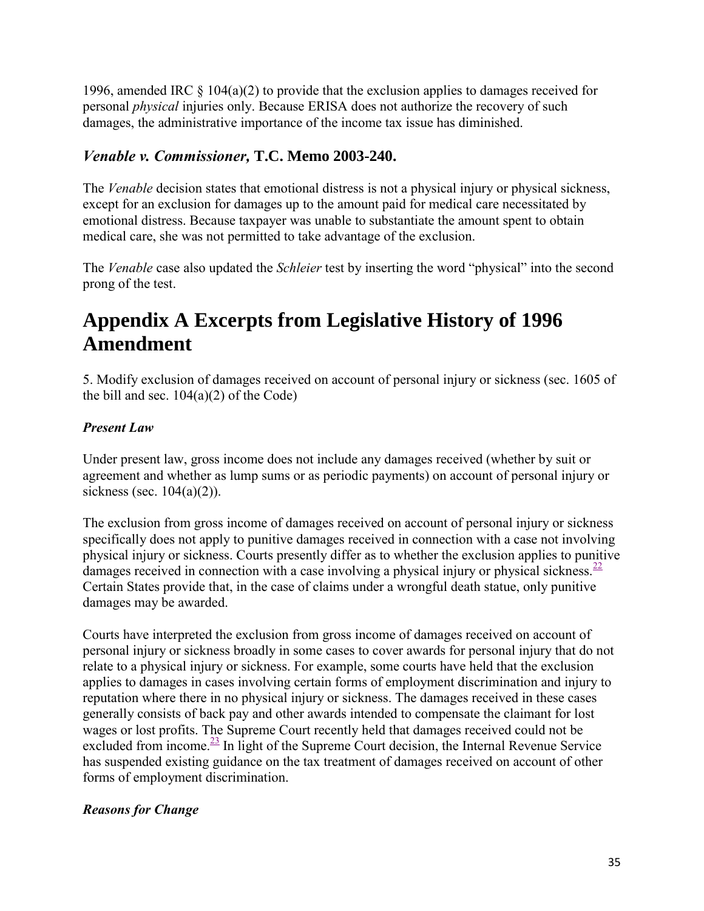1996, amended IRC § 104(a)(2) to provide that the exclusion applies to damages received for personal *physical* injuries only. Because ERISA does not authorize the recovery of such damages, the administrative importance of the income tax issue has diminished.

### *Venable v. Commissioner,* T.C. Memo 2003-240.

The *Venable* decision states that emotional distress is not a physical injury or physical sickness, except for an exclusion for damages up to the amount paid for medical care necessitated by emotional distress. Because taxpayer was unable to substantiate the amount spent to obtain medical care, she was not permitted to take advantage of the exclusion.

The *Venable* case also updated the *Schleier* test by inserting the word "physical" into the second prong of the test.

# Appendix A Excerpts from Legislative History of 1996 Amendment

5. Modify exclusion of damages received on account of personal injury or sickness (sec. 1605 of the bill and sec. 104(a)(2) of the Code)

### *Present Law*

Under present law, gross income does not include any damages received (whether by suit or agreement and whether as lump sums or as periodic payments) on account of personal injury or sickness (sec. 104(a)(2)).

The exclusion from gross income of damages received on account of personal injury or sickness specifically does not apply to punitive damages received in connection with a case not involving physical injury or sickness. Courts presently differ as to whether the exclusion applies to punitive damages received in connection with a case involving a physical injury or physical sickness.[22] Certain States provide that, in the case of claims under a wrongful death statue, only punitive damages may be awarded.

Courts have interpreted the exclusion from gross income of damages received on account of personal injury or sickness broadly in some cases to cover awards for personal injury that do not relate to a physical injury or sickness. For example, some courts have held that the exclusion applies to damages in cases involving certain forms of employment discrimination and injury to reputation where there in no physical injury or sickness. The damages received in these cases generally consists of back pay and other awards intended to compensate the claimant for lost wages or lost profits. The Supreme Court recently held that damages received could not be excluded from income.[23] In light of the Supreme Court decision, the Internal Revenue Service has suspended existing guidance on the tax treatment of damages received on account of other forms of employment discrimination.

### *Reasons for Change*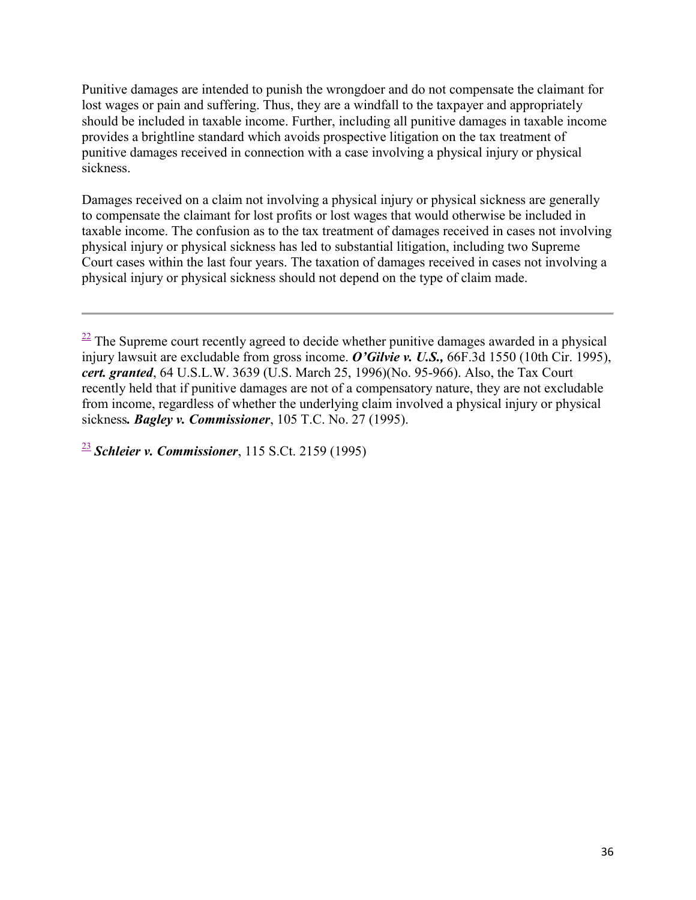Punitive damages are intended to punish the wrongdoer and do not compensate the claimant for lost wages or pain and suffering. Thus, they are a windfall to the taxpayer and appropriately should be included in taxable income. Further, including all punitive damages in taxable income provides a brightline standard which avoids prospective litigation on the tax treatment of punitive damages received in connection with a case involving a physical injury or physical sickness.

Damages received on a claim not involving a physical injury or physical sickness are generally to compensate the claimant for lost profits or lost wages that would otherwise be included in taxable income. The confusion as to the tax treatment of damages received in cases not involving physical injury or physical sickness has led to substantial litigation, including two Supreme Court cases within the last four years. The taxation of damages received in cases not involving a physical injury or physical sickness should not depend on the type of claim made.

---

[22] The Supreme court recently agreed to decide whether punitive damages awarded in a physical injury lawsuit are excludable from gross income. ***O'Gilvie v. U.S.,*** 66F.3d 1550 (10th Cir. 1995), ***cert. granted***, 64 U.S.L.W. 3639 (U.S. March 25, 1996)(No. 95-966). Also, the Tax Court recently held that if punitive damages are not of a compensatory nature, they are not excludable from income, regardless of whether the underlying claim involved a physical injury or physical sickness***. Bagley v. Commissioner***, 105 T.C. No. 27 (1995).

[23] ***Schleier v. Commissioner***, 115 S.Ct. 2159 (1995)